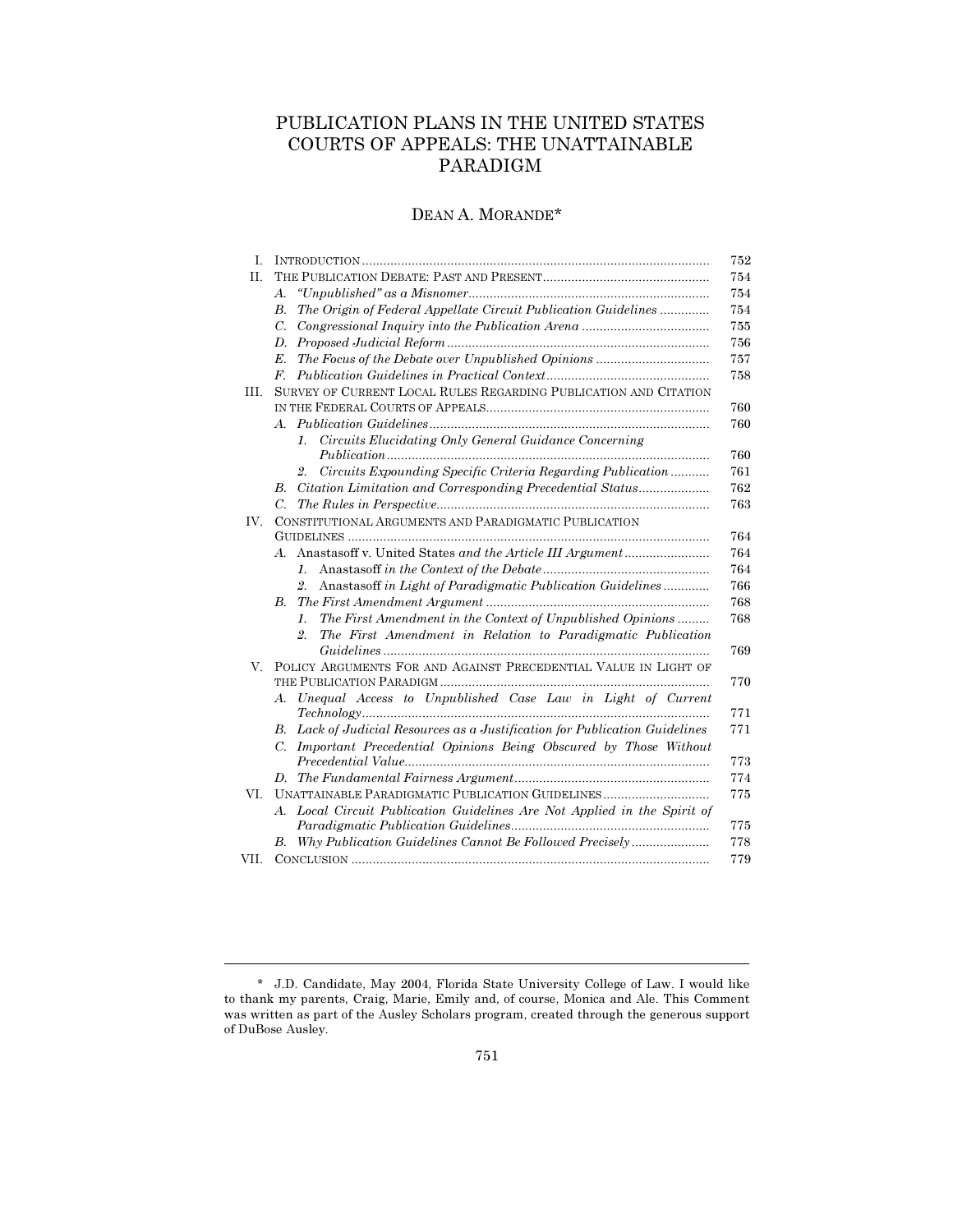# PUBLICATION PLANS IN THE UNITED STATES COURTS OF APPEALS: THE UNATTAINABLE PARADIGM

DEAN A. MORANDE*

| | | |
|---|---|---|
| I. | INTRODUCTION | 752 |
| II. | THE PUBLICATION DEBATE: PAST AND PRESENT | 754 |
| | A. *"Unpublished" as a Misnomer* | 754 |
| | B. *The Origin of Federal Appellate Circuit Publication Guidelines* | 754 |
| | C. *Congressional Inquiry into the Publication Arena* | 755 |
| | D. *Proposed Judicial Reform* | 756 |
| | E. *The Focus of the Debate over Unpublished Opinions* | 757 |
| | F. *Publication Guidelines in Practical Context* | 758 |
| III. | SURVEY OF CURRENT LOCAL RULES REGARDING PUBLICATION AND CITATION IN THE FEDERAL COURTS OF APPEALS | 760 |
| | A. *Publication Guidelines* | 760 |
| | 1. *Circuits Elucidating Only General Guidance Concerning Publication* | 760 |
| | 2. *Circuits Expounding Specific Criteria Regarding Publication* | 761 |
| | B. *Citation Limitation and Corresponding Precedential Status* | 762 |
| | C. *The Rules in Perspective* | 763 |
| IV. | CONSTITUTIONAL ARGUMENTS AND PARADIGMATIC PUBLICATION GUIDELINES | 764 |
| | A. Anastasoff v. United States *and the Article III Argument* | 764 |
| | 1. Anastasoff *in the Context of the Debate* | 764 |
| | 2. Anastasoff *in Light of Paradigmatic Publication Guidelines* | 766 |
| | B. *The First Amendment Argument* | 768 |
| | 1. *The First Amendment in the Context of Unpublished Opinions* | 768 |
| | 2. *The First Amendment in Relation to Paradigmatic Publication Guidelines* | 769 |
| V. | POLICY ARGUMENTS FOR AND AGAINST PRECEDENTIAL VALUE IN LIGHT OF THE PUBLICATION PARADIGM | 770 |
| | A. *Unequal Access to Unpublished Case Law in Light of Current Technology* | 771 |
| | B. *Lack of Judicial Resources as a Justification for Publication Guidelines* | 771 |
| | C. *Important Precedential Opinions Being Obscured by Those Without Precedential Value* | 773 |
| | D. *The Fundamental Fairness Argument* | 774 |
| VI. | UNATTAINABLE PARADIGMATIC PUBLICATION GUIDELINES | 775 |
| | A. *Local Circuit Publication Guidelines Are Not Applied in the Spirit of Paradigmatic Publication Guidelines* | 775 |
| | B. *Why Publication Guidelines Cannot Be Followed Precisely* | 778 |
| VII. | CONCLUSION | 779 |

\* J.D. Candidate, May 2004, Florida State University College of Law. I would like to thank my parents, Craig, Marie, Emily and, of course, Monica and Ale. This Comment was written as part of the Ausley Scholars program, created through the generous support of DuBose Ausley.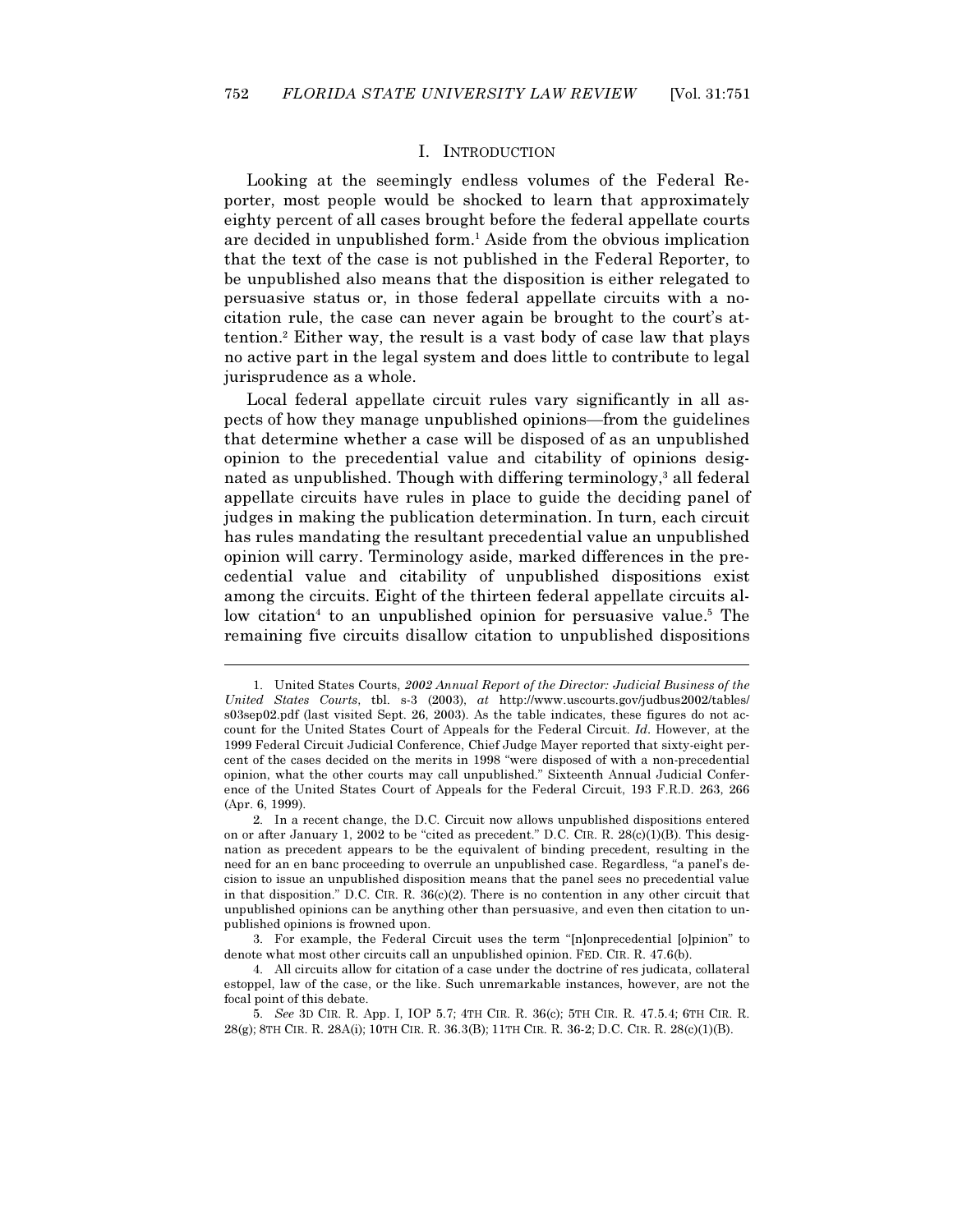## I. INTRODUCTION

Looking at the seemingly endless volumes of the Federal Reporter, most people would be shocked to learn that approximately eighty percent of all cases brought before the federal appellate courts are decided in unpublished form.[1] Aside from the obvious implication that the text of the case is not published in the Federal Reporter, to be unpublished also means that the disposition is either relegated to persuasive status or, in those federal appellate circuits with a no-citation rule, the case can never again be brought to the court's attention.[2] Either way, the result is a vast body of case law that plays no active part in the legal system and does little to contribute to legal jurisprudence as a whole.

Local federal appellate circuit rules vary significantly in all aspects of how they manage unpublished opinions—from the guidelines that determine whether a case will be disposed of as an unpublished opinion to the precedential value and citability of opinions designated as unpublished. Though with differing terminology,[3] all federal appellate circuits have rules in place to guide the deciding panel of judges in making the publication determination. In turn, each circuit has rules mandating the resultant precedential value an unpublished opinion will carry. Terminology aside, marked differences in the precedential value and citability of unpublished dispositions exist among the circuits. Eight of the thirteen federal appellate circuits allow citation[4] to an unpublished opinion for persuasive value.[5] The remaining five circuits disallow citation to unpublished dispositions

---

1. United States Courts, *2002 Annual Report of the Director: Judicial Business of the United States Courts*, tbl. s-3 (2003), *at* http://www.uscourts.gov/judbus2002/tables/s03sep02.pdf (last visited Sept. 26, 2003). As the table indicates, these figures do not account for the United States Court of Appeals for the Federal Circuit. *Id.* However, at the 1999 Federal Circuit Judicial Conference, Chief Judge Mayer reported that sixty-eight percent of the cases decided on the merits in 1998 "were disposed of with a non-precedential opinion, what the other courts may call unpublished." Sixteenth Annual Judicial Conference of the United States Court of Appeals for the Federal Circuit, 193 F.R.D. 263, 266 (Apr. 6, 1999).

2. In a recent change, the D.C. Circuit now allows unpublished dispositions entered on or after January 1, 2002 to be "cited as precedent." D.C. CIR. R. 28(c)(1)(B). This designation as precedent appears to be the equivalent of binding precedent, resulting in the need for an en banc proceeding to overrule an unpublished case. Regardless, "a panel's decision to issue an unpublished disposition means that the panel sees no precedential value in that disposition." D.C. CIR. R. 36(c)(2). There is no contention in any other circuit that unpublished opinions can be anything other than persuasive, and even then citation to unpublished opinions is frowned upon.

3. For example, the Federal Circuit uses the term "[n]onprecedential [o]pinion" to denote what most other circuits call an unpublished opinion. FED. CIR. R. 47.6(b).

4. All circuits allow for citation of a case under the doctrine of res judicata, collateral estoppel, law of the case, or the like. Such unremarkable instances, however, are not the focal point of this debate.

5. *See* 3D CIR. R. App. I, IOP 5.7; 4TH CIR. R. 36(c); 5TH CIR. R. 47.5.4; 6TH CIR. R. 28(g); 8TH CIR. R. 28A(i); 10TH CIR. R. 36.3(B); 11TH CIR. R. 36-2; D.C. CIR. R. 28(c)(1)(B).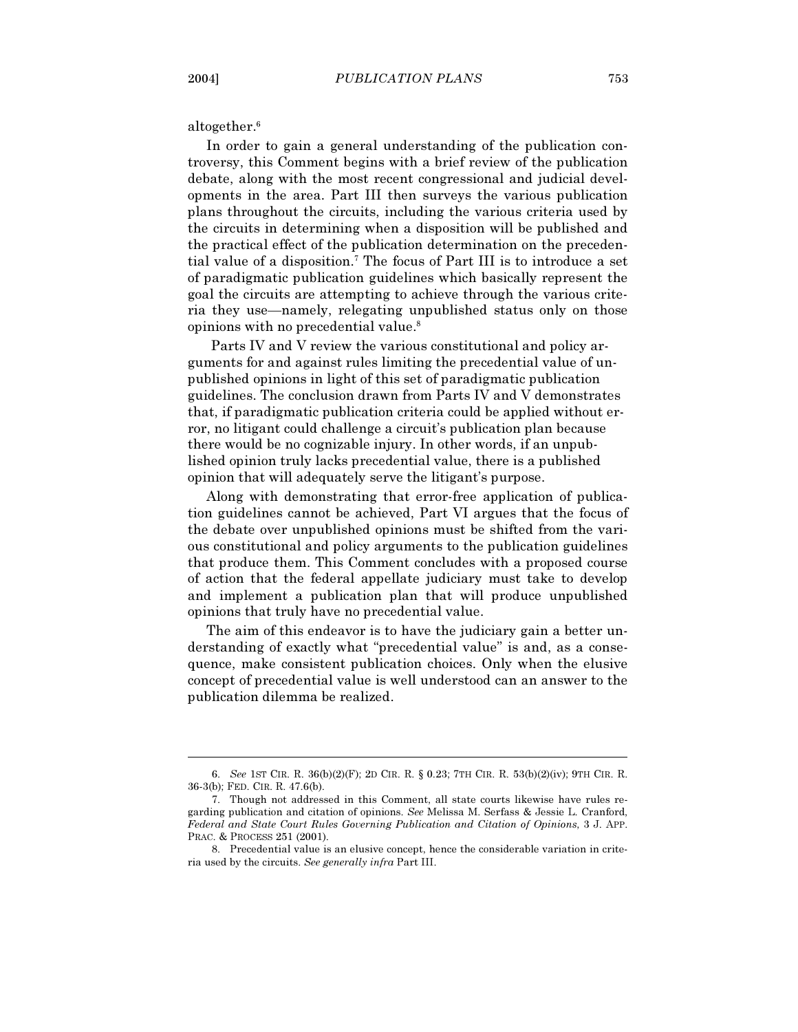altogether.[6]

In order to gain a general understanding of the publication controversy, this Comment begins with a brief review of the publication debate, along with the most recent congressional and judicial developments in the area. Part III then surveys the various publication plans throughout the circuits, including the various criteria used by the circuits in determining when a disposition will be published and the practical effect of the publication determination on the precedential value of a disposition.[7] The focus of Part III is to introduce a set of paradigmatic publication guidelines which basically represent the goal the circuits are attempting to achieve through the various criteria they use—namely, relegating unpublished status only on those opinions with no precedential value.[8]

Parts IV and V review the various constitutional and policy arguments for and against rules limiting the precedential value of unpublished opinions in light of this set of paradigmatic publication guidelines. The conclusion drawn from Parts IV and V demonstrates that, if paradigmatic publication criteria could be applied without error, no litigant could challenge a circuit's publication plan because there would be no cognizable injury. In other words, if an unpublished opinion truly lacks precedential value, there is a published opinion that will adequately serve the litigant's purpose.

Along with demonstrating that error-free application of publication guidelines cannot be achieved, Part VI argues that the focus of the debate over unpublished opinions must be shifted from the various constitutional and policy arguments to the publication guidelines that produce them. This Comment concludes with a proposed course of action that the federal appellate judiciary must take to develop and implement a publication plan that will produce unpublished opinions that truly have no precedential value.

The aim of this endeavor is to have the judiciary gain a better understanding of exactly what "precedential value" is and, as a consequence, make consistent publication choices. Only when the elusive concept of precedential value is well understood can an answer to the publication dilemma be realized.

---

6. *See* 1ST CIR. R. 36(b)(2)(F); 2D CIR. R. § 0.23; 7TH CIR. R. 53(b)(2)(iv); 9TH CIR. R. 36-3(b); FED. CIR. R. 47.6(b).

7. Though not addressed in this Comment, all state courts likewise have rules regarding publication and citation of opinions. *See* Melissa M. Serfass & Jessie L. Cranford, *Federal and State Court Rules Governing Publication and Citation of Opinions*, 3 J. APP. PRAC. & PROCESS 251 (2001).

8. Precedential value is an elusive concept, hence the considerable variation in criteria used by the circuits. *See generally infra* Part III.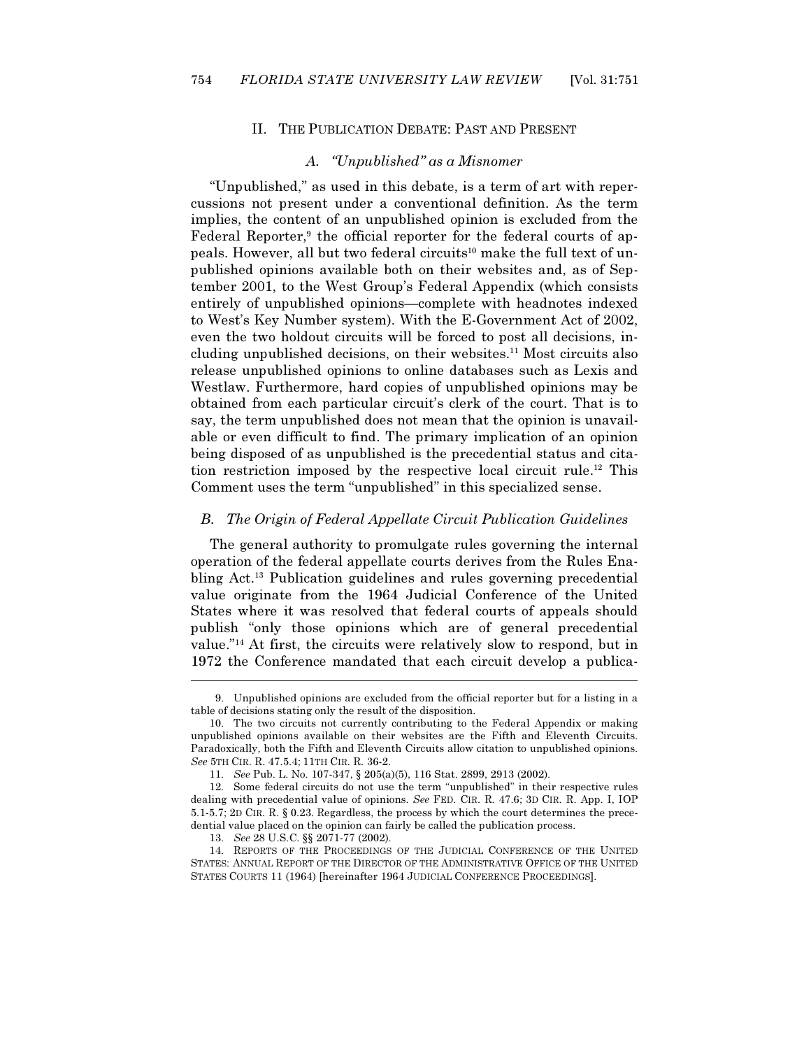## II. THE PUBLICATION DEBATE: PAST AND PRESENT

### *A. "Unpublished" as a Misnomer*

"Unpublished," as used in this debate, is a term of art with repercussions not present under a conventional definition. As the term implies, the content of an unpublished opinion is excluded from the Federal Reporter,[9] the official reporter for the federal courts of appeals. However, all but two federal circuits[10] make the full text of unpublished opinions available both on their websites and, as of September 2001, to the West Group's Federal Appendix (which consists entirely of unpublished opinions—complete with headnotes indexed to West's Key Number system). With the E-Government Act of 2002, even the two holdout circuits will be forced to post all decisions, including unpublished decisions, on their websites.[11] Most circuits also release unpublished opinions to online databases such as Lexis and Westlaw. Furthermore, hard copies of unpublished opinions may be obtained from each particular circuit's clerk of the court. That is to say, the term unpublished does not mean that the opinion is unavailable or even difficult to find. The primary implication of an opinion being disposed of as unpublished is the precedential status and citation restriction imposed by the respective local circuit rule.[12] This Comment uses the term "unpublished" in this specialized sense.

### *B. The Origin of Federal Appellate Circuit Publication Guidelines*

The general authority to promulgate rules governing the internal operation of the federal appellate courts derives from the Rules Enabling Act.[13] Publication guidelines and rules governing precedential value originate from the 1964 Judicial Conference of the United States where it was resolved that federal courts of appeals should publish "only those opinions which are of general precedential value."[14] At first, the circuits were relatively slow to respond, but in 1972 the Conference mandated that each circuit develop a publica-

---

9. Unpublished opinions are excluded from the official reporter but for a listing in a table of decisions stating only the result of the disposition.

10. The two circuits not currently contributing to the Federal Appendix or making unpublished opinions available on their websites are the Fifth and Eleventh Circuits. Paradoxically, both the Fifth and Eleventh Circuits allow citation to unpublished opinions. *See* 5TH CIR. R. 47.5.4; 11TH CIR. R. 36-2.

11. *See* Pub. L. No. 107-347, § 205(a)(5), 116 Stat. 2899, 2913 (2002).

12. Some federal circuits do not use the term "unpublished" in their respective rules dealing with precedential value of opinions. *See* FED. CIR. R. 47.6; 3D CIR. R. App. I, IOP 5.1-5.7; 2D CIR. R. § 0.23. Regardless, the process by which the court determines the precedential value placed on the opinion can fairly be called the publication process.

13. *See* 28 U.S.C. §§ 2071-77 (2002).

14. REPORTS OF THE PROCEEDINGS OF THE JUDICIAL CONFERENCE OF THE UNITED STATES: ANNUAL REPORT OF THE DIRECTOR OF THE ADMINISTRATIVE OFFICE OF THE UNITED STATES COURTS 11 (1964) [hereinafter 1964 JUDICIAL CONFERENCE PROCEEDINGS].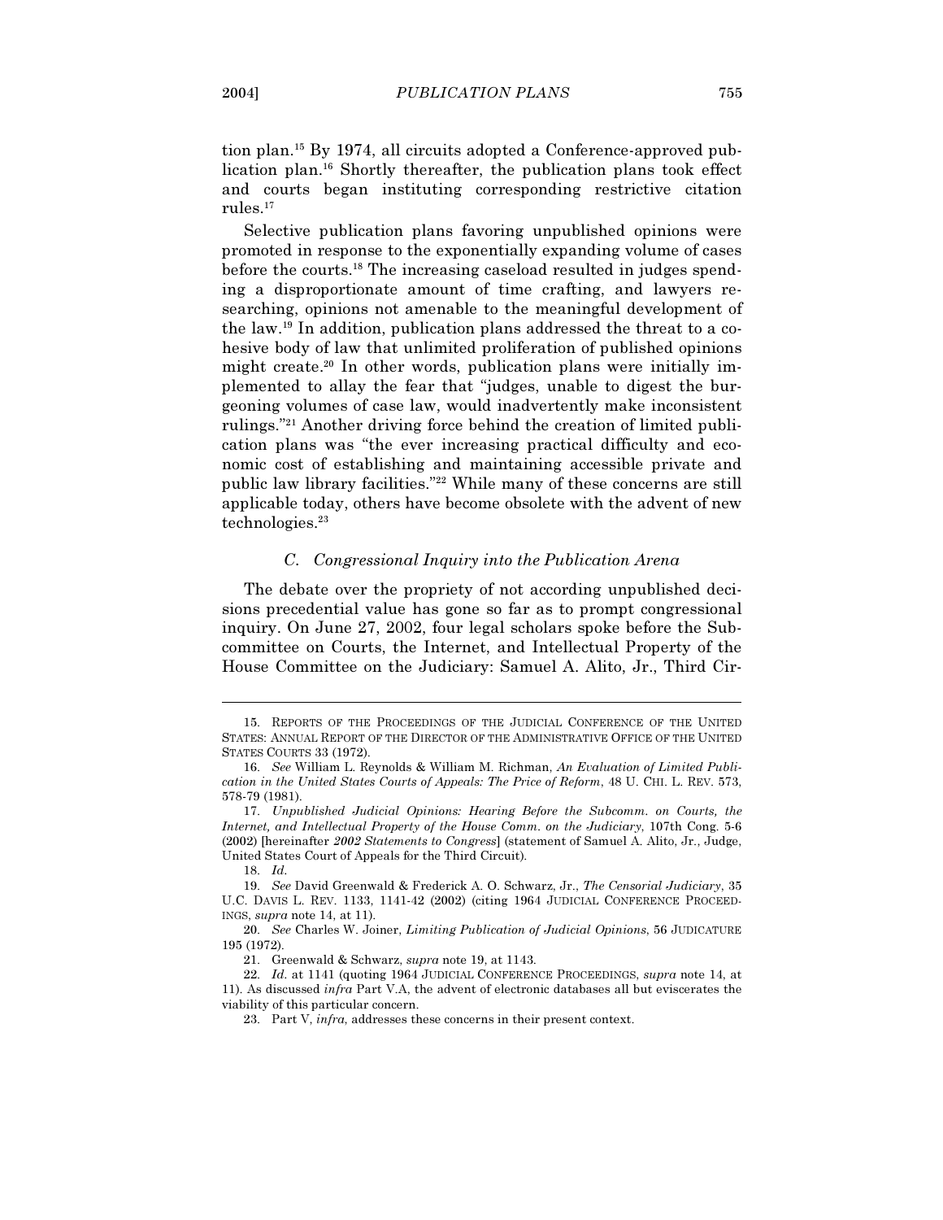tion plan.[15] By 1974, all circuits adopted a Conference-approved publication plan.[16] Shortly thereafter, the publication plans took effect and courts began instituting corresponding restrictive citation rules.[17]

Selective publication plans favoring unpublished opinions were promoted in response to the exponentially expanding volume of cases before the courts.[18] The increasing caseload resulted in judges spending a disproportionate amount of time crafting, and lawyers researching, opinions not amenable to the meaningful development of the law.[19] In addition, publication plans addressed the threat to a cohesive body of law that unlimited proliferation of published opinions might create.[20] In other words, publication plans were initially implemented to allay the fear that "judges, unable to digest the burgeoning volumes of case law, would inadvertently make inconsistent rulings."[21] Another driving force behind the creation of limited publication plans was "the ever increasing practical difficulty and economic cost of establishing and maintaining accessible private and public law library facilities."[22] While many of these concerns are still applicable today, others have become obsolete with the advent of new technologies.[23]

### *C. Congressional Inquiry into the Publication Arena*

The debate over the propriety of not according unpublished decisions precedential value has gone so far as to prompt congressional inquiry. On June 27, 2002, four legal scholars spoke before the Subcommittee on Courts, the Internet, and Intellectual Property of the House Committee on the Judiciary: Samuel A. Alito, Jr., Third Cir-

---

15. REPORTS OF THE PROCEEDINGS OF THE JUDICIAL CONFERENCE OF THE UNITED STATES: ANNUAL REPORT OF THE DIRECTOR OF THE ADMINISTRATIVE OFFICE OF THE UNITED STATES COURTS 33 (1972).

16. *See* William L. Reynolds & William M. Richman, *An Evaluation of Limited Publication in the United States Courts of Appeals: The Price of Reform*, 48 U. CHI. L. REV. 573, 578-79 (1981).

17. *Unpublished Judicial Opinions: Hearing Before the Subcomm. on Courts, the Internet, and Intellectual Property of the House Comm. on the Judiciary*, 107th Cong. 5-6 (2002) [hereinafter *2002 Statements to Congress*] (statement of Samuel A. Alito, Jr., Judge, United States Court of Appeals for the Third Circuit).

18. *Id.*

19. *See* David Greenwald & Frederick A. O. Schwarz, Jr., *The Censorial Judiciary*, 35 U.C. DAVIS L. REV. 1133, 1141-42 (2002) (citing 1964 JUDICIAL CONFERENCE PROCEEDINGS, *supra* note 14, at 11).

20. *See* Charles W. Joiner, *Limiting Publication of Judicial Opinions*, 56 JUDICATURE 195 (1972).

21. Greenwald & Schwarz, *supra* note 19, at 1143.

22. *Id.* at 1141 (quoting 1964 JUDICIAL CONFERENCE PROCEEDINGS, *supra* note 14, at 11). As discussed *infra* Part V.A, the advent of electronic databases all but eviscerates the viability of this particular concern.

23. Part V, *infra*, addresses these concerns in their present context.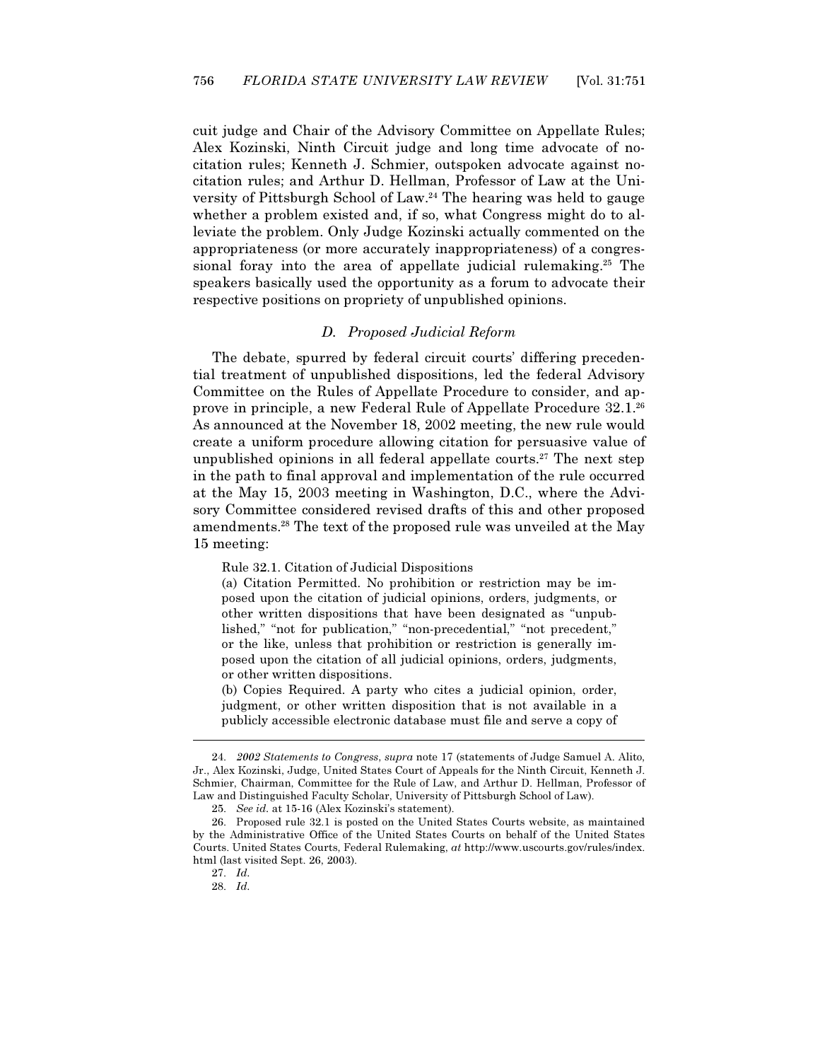cuit judge and Chair of the Advisory Committee on Appellate Rules; Alex Kozinski, Ninth Circuit judge and long time advocate of no-citation rules; Kenneth J. Schmier, outspoken advocate against no-citation rules; and Arthur D. Hellman, Professor of Law at the University of Pittsburgh School of Law.[24] The hearing was held to gauge whether a problem existed and, if so, what Congress might do to alleviate the problem. Only Judge Kozinski actually commented on the appropriateness (or more accurately inappropriateness) of a congressional foray into the area of appellate judicial rulemaking.[25] The speakers basically used the opportunity as a forum to advocate their respective positions on propriety of unpublished opinions.

### *D. Proposed Judicial Reform*

The debate, spurred by federal circuit courts' differing precedential treatment of unpublished dispositions, led the federal Advisory Committee on the Rules of Appellate Procedure to consider, and approve in principle, a new Federal Rule of Appellate Procedure 32.1.[26] As announced at the November 18, 2002 meeting, the new rule would create a uniform procedure allowing citation for persuasive value of unpublished opinions in all federal appellate courts.[27] The next step in the path to final approval and implementation of the rule occurred at the May 15, 2003 meeting in Washington, D.C., where the Advisory Committee considered revised drafts of this and other proposed amendments.[28] The text of the proposed rule was unveiled at the May 15 meeting:

> Rule 32.1. Citation of Judicial Dispositions
>
> (a) Citation Permitted. No prohibition or restriction may be imposed upon the citation of judicial opinions, orders, judgments, or other written dispositions that have been designated as "unpublished," "not for publication," "non-precedential," "not precedent," or the like, unless that prohibition or restriction is generally imposed upon the citation of all judicial opinions, orders, judgments, or other written dispositions.
>
> (b) Copies Required. A party who cites a judicial opinion, order, judgment, or other written disposition that is not available in a publicly accessible electronic database must file and serve a copy of

---

24. *2002 Statements to Congress*, *supra* note 17 (statements of Judge Samuel A. Alito, Jr., Alex Kozinski, Judge, United States Court of Appeals for the Ninth Circuit, Kenneth J. Schmier, Chairman, Committee for the Rule of Law, and Arthur D. Hellman, Professor of Law and Distinguished Faculty Scholar, University of Pittsburgh School of Law).

25. *See id.* at 15-16 (Alex Kozinski's statement).

26. Proposed rule 32.1 is posted on the United States Courts website, as maintained by the Administrative Office of the United States Courts on behalf of the United States Courts. United States Courts, Federal Rulemaking, *at* http://www.uscourts.gov/rules/index.html (last visited Sept. 26, 2003).

27. *Id.*

28. *Id.*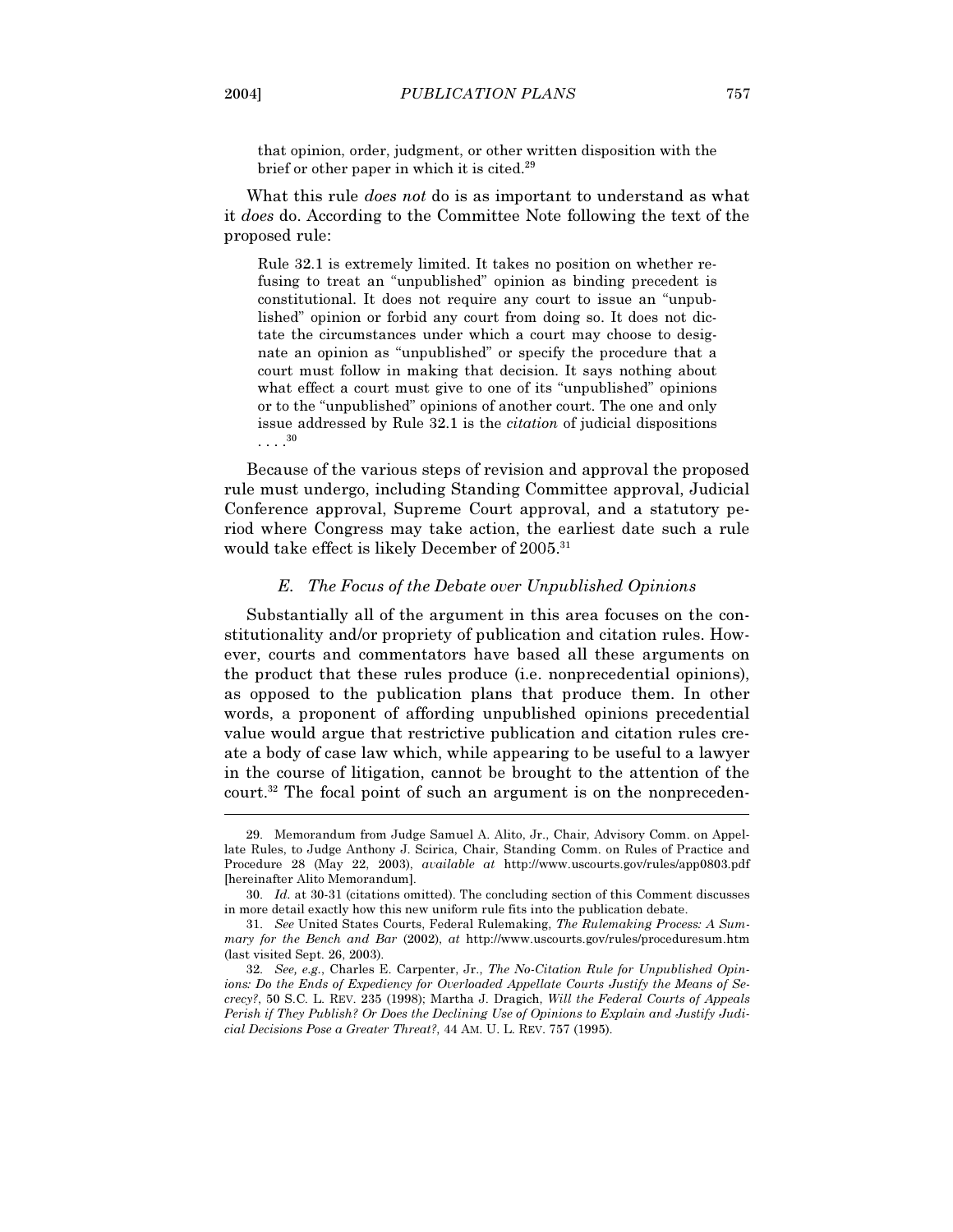that opinion, order, judgment, or other written disposition with the brief or other paper in which it is cited.[29]

What this rule *does not* do is as important to understand as what it *does* do. According to the Committee Note following the text of the proposed rule:

> Rule 32.1 is extremely limited. It takes no position on whether refusing to treat an "unpublished" opinion as binding precedent is constitutional. It does not require any court to issue an "unpublished" opinion or forbid any court from doing so. It does not dictate the circumstances under which a court may choose to designate an opinion as "unpublished" or specify the procedure that a court must follow in making that decision. It says nothing about what effect a court must give to one of its "unpublished" opinions or to the "unpublished" opinions of another court. The one and only issue addressed by Rule 32.1 is the *citation* of judicial dispositions . . . .[30]

Because of the various steps of revision and approval the proposed rule must undergo, including Standing Committee approval, Judicial Conference approval, Supreme Court approval, and a statutory period where Congress may take action, the earliest date such a rule would take effect is likely December of 2005.[31]

### *E. The Focus of the Debate over Unpublished Opinions*

Substantially all of the argument in this area focuses on the constitutionality and/or propriety of publication and citation rules. However, courts and commentators have based all these arguments on the product that these rules produce (i.e. nonprecedential opinions), as opposed to the publication plans that produce them. In other words, a proponent of affording unpublished opinions precedential value would argue that restrictive publication and citation rules create a body of case law which, while appearing to be useful to a lawyer in the course of litigation, cannot be brought to the attention of the court.[32] The focal point of such an argument is on the nonpreceden-

---

29. Memorandum from Judge Samuel A. Alito, Jr., Chair, Advisory Comm. on Appellate Rules, to Judge Anthony J. Scirica, Chair, Standing Comm. on Rules of Practice and Procedure 28 (May 22, 2003), *available at* http://www.uscourts.gov/rules/app0803.pdf [hereinafter Alito Memorandum].

30. *Id.* at 30-31 (citations omitted). The concluding section of this Comment discusses in more detail exactly how this new uniform rule fits into the publication debate.

31. *See* United States Courts, Federal Rulemaking, *The Rulemaking Process: A Summary for the Bench and Bar* (2002), *at* http://www.uscourts.gov/rules/proceduresum.htm (last visited Sept. 26, 2003).

32. *See, e.g.*, Charles E. Carpenter, Jr., *The No-Citation Rule for Unpublished Opinions: Do the Ends of Expediency for Overloaded Appellate Courts Justify the Means of Secrecy?*, 50 S.C. L. REV. 235 (1998); Martha J. Dragich, *Will the Federal Courts of Appeals Perish if They Publish? Or Does the Declining Use of Opinions to Explain and Justify Judicial Decisions Pose a Greater Threat?*, 44 AM. U. L. REV. 757 (1995).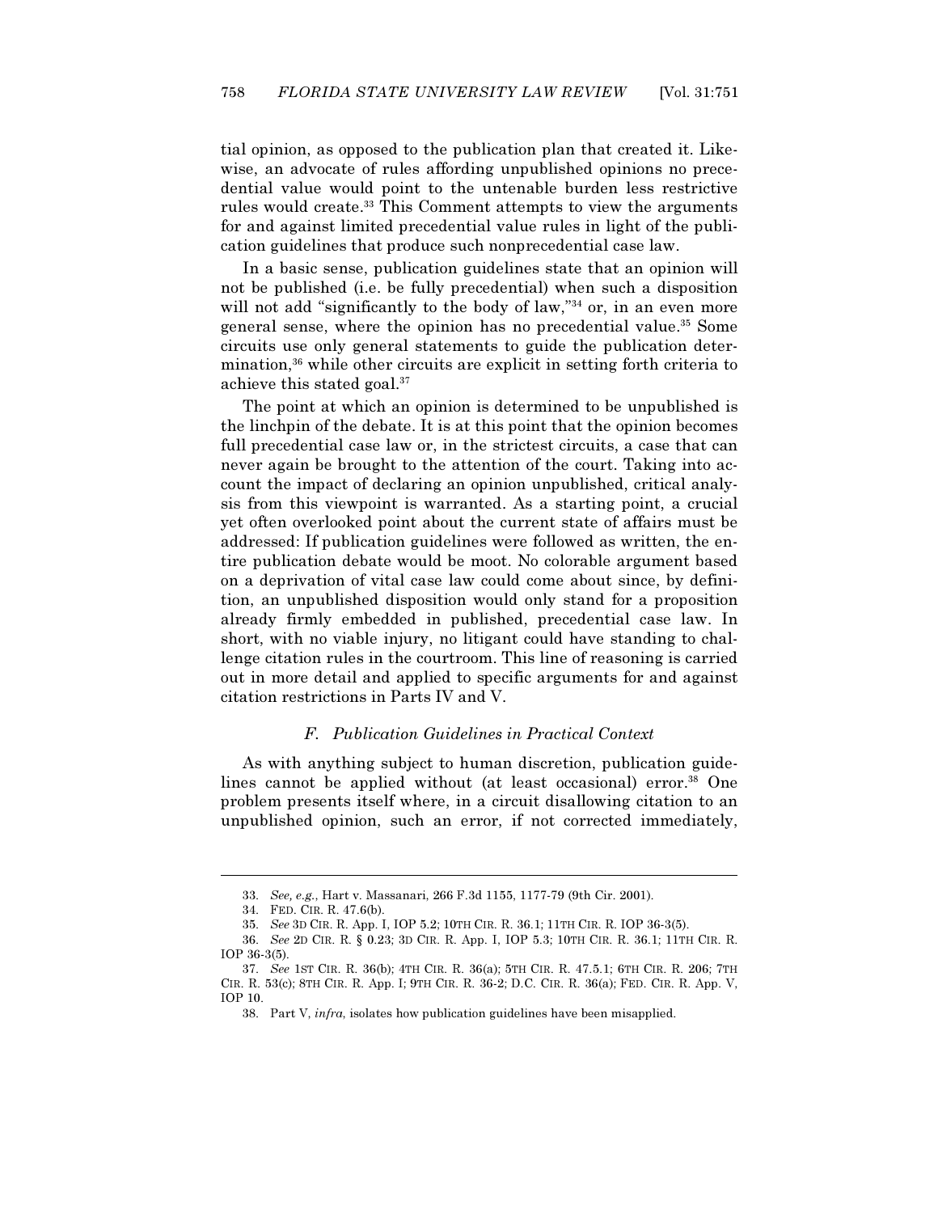tial opinion, as opposed to the publication plan that created it. Likewise, an advocate of rules affording unpublished opinions no precedential value would point to the untenable burden less restrictive rules would create.[33] This Comment attempts to view the arguments for and against limited precedential value rules in light of the publication guidelines that produce such nonprecedential case law.

In a basic sense, publication guidelines state that an opinion will not be published (i.e. be fully precedential) when such a disposition will not add "significantly to the body of law,"[34] or, in an even more general sense, where the opinion has no precedential value.[35] Some circuits use only general statements to guide the publication determination,[36] while other circuits are explicit in setting forth criteria to achieve this stated goal.[37]

The point at which an opinion is determined to be unpublished is the linchpin of the debate. It is at this point that the opinion becomes full precedential case law or, in the strictest circuits, a case that can never again be brought to the attention of the court. Taking into account the impact of declaring an opinion unpublished, critical analysis from this viewpoint is warranted. As a starting point, a crucial yet often overlooked point about the current state of affairs must be addressed: If publication guidelines were followed as written, the entire publication debate would be moot. No colorable argument based on a deprivation of vital case law could come about since, by definition, an unpublished disposition would only stand for a proposition already firmly embedded in published, precedential case law. In short, with no viable injury, no litigant could have standing to challenge citation rules in the courtroom. This line of reasoning is carried out in more detail and applied to specific arguments for and against citation restrictions in Parts IV and V.

### *F. Publication Guidelines in Practical Context*

As with anything subject to human discretion, publication guidelines cannot be applied without (at least occasional) error.[38] One problem presents itself where, in a circuit disallowing citation to an unpublished opinion, such an error, if not corrected immediately,

---

33. *See, e.g.*, Hart v. Massanari, 266 F.3d 1155, 1177-79 (9th Cir. 2001).

34. FED. CIR. R. 47.6(b).

35. *See* 3D CIR. R. App. I, IOP 5.2; 10TH CIR. R. 36.1; 11TH CIR. R. IOP 36-3(5).

36. *See* 2D CIR. R. § 0.23; 3D CIR. R. App. I, IOP 5.3; 10TH CIR. R. 36.1; 11TH CIR. R. IOP 36-3(5).

37. *See* 1ST CIR. R. 36(b); 4TH CIR. R. 36(a); 5TH CIR. R. 47.5.1; 6TH CIR. R. 206; 7TH CIR. R. 53(c); 8TH CIR. R. App. I; 9TH CIR. R. 36-2; D.C. CIR. R. 36(a); FED. CIR. R. App. V, IOP 10.

38. Part V, *infra*, isolates how publication guidelines have been misapplied.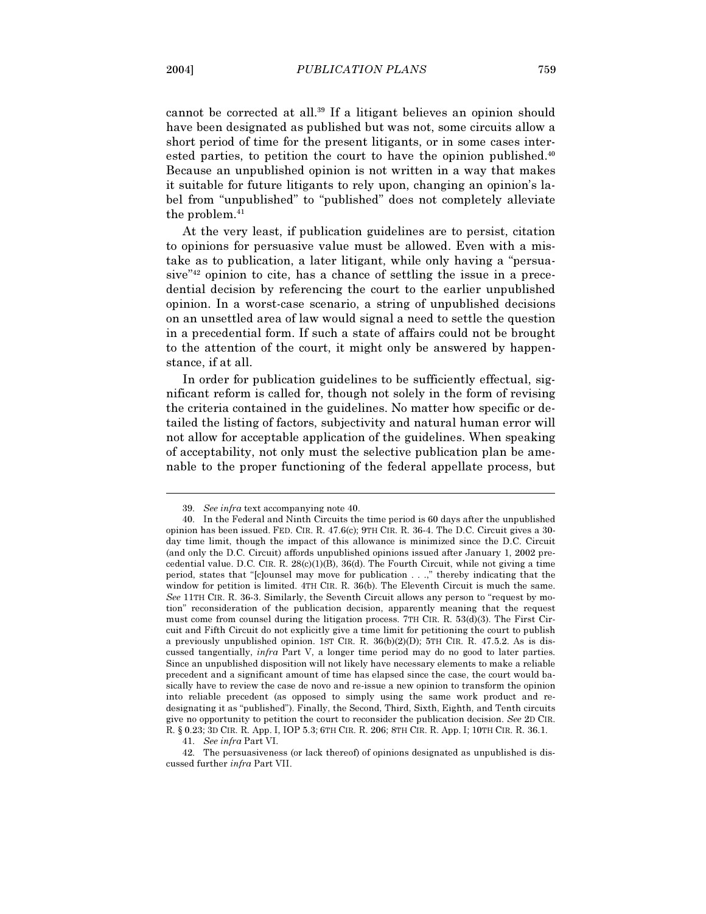cannot be corrected at all.[39] If a litigant believes an opinion should have been designated as published but was not, some circuits allow a short period of time for the present litigants, or in some cases interested parties, to petition the court to have the opinion published.[40] Because an unpublished opinion is not written in a way that makes it suitable for future litigants to rely upon, changing an opinion's label from "unpublished" to "published" does not completely alleviate the problem.[41]

At the very least, if publication guidelines are to persist, citation to opinions for persuasive value must be allowed. Even with a mistake as to publication, a later litigant, while only having a "persuasive"[42] opinion to cite, has a chance of settling the issue in a precedential decision by referencing the court to the earlier unpublished opinion. In a worst-case scenario, a string of unpublished decisions on an unsettled area of law would signal a need to settle the question in a precedential form. If such a state of affairs could not be brought to the attention of the court, it might only be answered by happenstance, if at all.

In order for publication guidelines to be sufficiently effectual, significant reform is called for, though not solely in the form of revising the criteria contained in the guidelines. No matter how specific or detailed the listing of factors, subjectivity and natural human error will not allow for acceptable application of the guidelines. When speaking of acceptability, not only must the selective publication plan be amenable to the proper functioning of the federal appellate process, but

---

39. *See infra* text accompanying note 40.

40. In the Federal and Ninth Circuits the time period is 60 days after the unpublished opinion has been issued. FED. CIR. R. 47.6(c); 9TH CIR. R. 36-4. The D.C. Circuit gives a 30-day time limit, though the impact of this allowance is minimized since the D.C. Circuit (and only the D.C. Circuit) affords unpublished opinions issued after January 1, 2002 precedential value. D.C. CIR. R. 28(c)(1)(B), 36(d). The Fourth Circuit, while not giving a time period, states that "[c]ounsel may move for publication . . .," thereby indicating that the window for petition is limited. 4TH CIR. R. 36(b). The Eleventh Circuit is much the same. *See* 11TH CIR. R. 36-3. Similarly, the Seventh Circuit allows any person to "request by motion" reconsideration of the publication decision, apparently meaning that the request must come from counsel during the litigation process. 7TH CIR. R. 53(d)(3). The First Circuit and Fifth Circuit do not explicitly give a time limit for petitioning the court to publish a previously unpublished opinion. 1ST CIR. R. 36(b)(2)(D); 5TH CIR. R. 47.5.2. As is discussed tangentially, *infra* Part V, a longer time period may do no good to later parties. Since an unpublished disposition will not likely have necessary elements to make a reliable precedent and a significant amount of time has elapsed since the case, the court would basically have to review the case de novo and re-issue a new opinion to transform the opinion into reliable precedent (as opposed to simply using the same work product and re-designating it as "published"). Finally, the Second, Third, Sixth, Eighth, and Tenth circuits give no opportunity to petition the court to reconsider the publication decision. *See* 2D CIR. R. § 0.23; 3D CIR. R. App. I, IOP 5.3; 6TH CIR. R. 206; 8TH CIR. R. App. I; 10TH CIR. R. 36.1.

41. *See infra* Part VI.

42. The persuasiveness (or lack thereof) of opinions designated as unpublished is discussed further *infra* Part VII.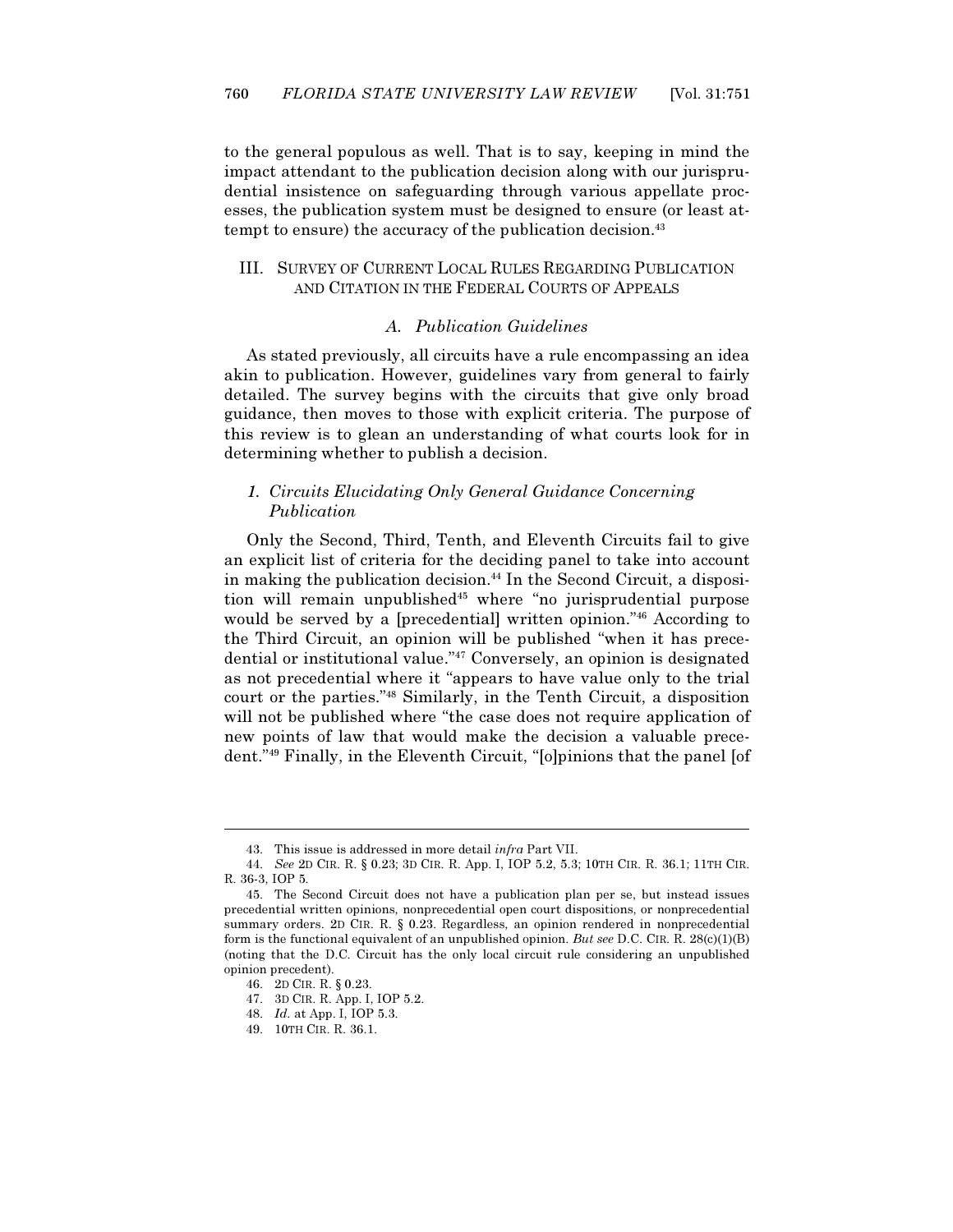to the general populous as well. That is to say, keeping in mind the impact attendant to the publication decision along with our jurisprudential insistence on safeguarding through various appellate processes, the publication system must be designed to ensure (or least attempt to ensure) the accuracy of the publication decision.[43]

## III. SURVEY OF CURRENT LOCAL RULES REGARDING PUBLICATION AND CITATION IN THE FEDERAL COURTS OF APPEALS

### A. Publication Guidelines

As stated previously, all circuits have a rule encompassing an idea akin to publication. However, guidelines vary from general to fairly detailed. The survey begins with the circuits that give only broad guidance, then moves to those with explicit criteria. The purpose of this review is to glean an understanding of what courts look for in determining whether to publish a decision.

#### 1. Circuits Elucidating Only General Guidance Concerning Publication

Only the Second, Third, Tenth, and Eleventh Circuits fail to give an explicit list of criteria for the deciding panel to take into account in making the publication decision.[44] In the Second Circuit, a disposition will remain unpublished[45] where "no jurisprudential purpose would be served by a [precedential] written opinion."[46] According to the Third Circuit, an opinion will be published "when it has precedential or institutional value."[47] Conversely, an opinion is designated as not precedential where it "appears to have value only to the trial court or the parties."[48] Similarly, in the Tenth Circuit, a disposition will not be published where "the case does not require application of new points of law that would make the decision a valuable precedent."[49] Finally, in the Eleventh Circuit, "[o]pinions that the panel [of

---

43. This issue is addressed in more detail *infra* Part VII.

44. *See* 2D CIR. R. § 0.23; 3D CIR. R. App. I, IOP 5.2, 5.3; 10TH CIR. R. 36.1; 11TH CIR. R. 36-3, IOP 5.

45. The Second Circuit does not have a publication plan per se, but instead issues precedential written opinions, nonprecedential open court dispositions, or nonprecedential summary orders. 2D CIR. R. § 0.23. Regardless, an opinion rendered in nonprecedential form is the functional equivalent of an unpublished opinion. *But see* D.C. CIR. R. 28(c)(1)(B) (noting that the D.C. Circuit has the only local circuit rule considering an unpublished opinion precedent).

46. 2D CIR. R. § 0.23.

47. 3D CIR. R. App. I, IOP 5.2.

48. *Id.* at App. I, IOP 5.3.

49. 10TH CIR. R. 36.1.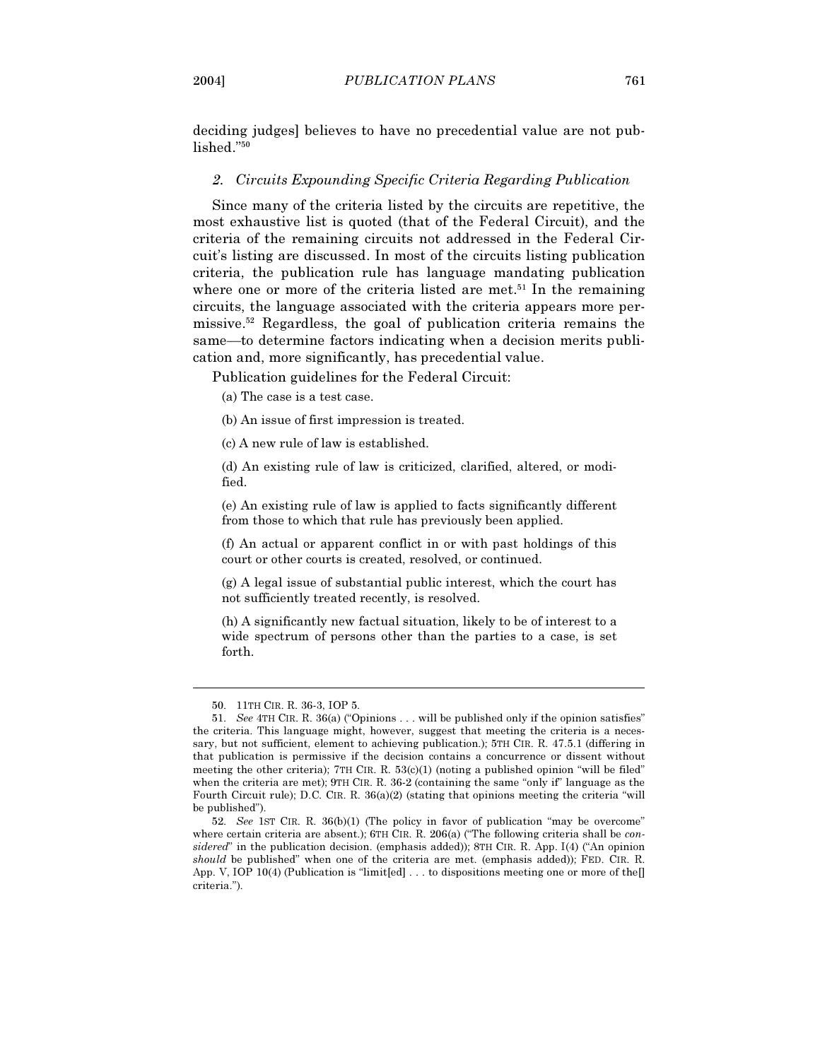deciding judges] believes to have no precedential value are not published."[50]

### 2. Circuits Expounding Specific Criteria Regarding Publication

Since many of the criteria listed by the circuits are repetitive, the most exhaustive list is quoted (that of the Federal Circuit), and the criteria of the remaining circuits not addressed in the Federal Circuit's listing are discussed. In most of the circuits listing publication criteria, the publication rule has language mandating publication where one or more of the criteria listed are met.[51] In the remaining circuits, the language associated with the criteria appears more permissive.[52] Regardless, the goal of publication criteria remains the same—to determine factors indicating when a decision merits publication and, more significantly, has precedential value.

Publication guidelines for the Federal Circuit:

> (a) The case is a test case.
>
> (b) An issue of first impression is treated.
>
> (c) A new rule of law is established.
>
> (d) An existing rule of law is criticized, clarified, altered, or modified.
>
> (e) An existing rule of law is applied to facts significantly different from those to which that rule has previously been applied.
>
> (f) An actual or apparent conflict in or with past holdings of this court or other courts is created, resolved, or continued.
>
> (g) A legal issue of substantial public interest, which the court has not sufficiently treated recently, is resolved.
>
> (h) A significantly new factual situation, likely to be of interest to a wide spectrum of persons other than the parties to a case, is set forth.

---

50. 11TH CIR. R. 36-3, IOP 5.

51. *See* 4TH CIR. R. 36(a) ("Opinions . . . will be published only if the opinion satisfies" the criteria. This language might, however, suggest that meeting the criteria is a necessary, but not sufficient, element to achieving publication.); 5TH CIR. R. 47.5.1 (differing in that publication is permissive if the decision contains a concurrence or dissent without meeting the other criteria); 7TH CIR. R. 53(c)(1) (noting a published opinion "will be filed" when the criteria are met); 9TH CIR. R. 36-2 (containing the same "only if" language as the Fourth Circuit rule); D.C. CIR. R. 36(a)(2) (stating that opinions meeting the criteria "will be published").

52. *See* 1ST CIR. R. 36(b)(1) (The policy in favor of publication "may be overcome" where certain criteria are absent.); 6TH CIR. R. 206(a) ("The following criteria shall be *considered*" in the publication decision. (emphasis added)); 8TH CIR. R. App. I(4) ("An opinion *should* be published" when one of the criteria are met. (emphasis added)); FED. CIR. R. App. V, IOP 10(4) (Publication is "limit[ed] . . . to dispositions meeting one or more of the[] criteria.").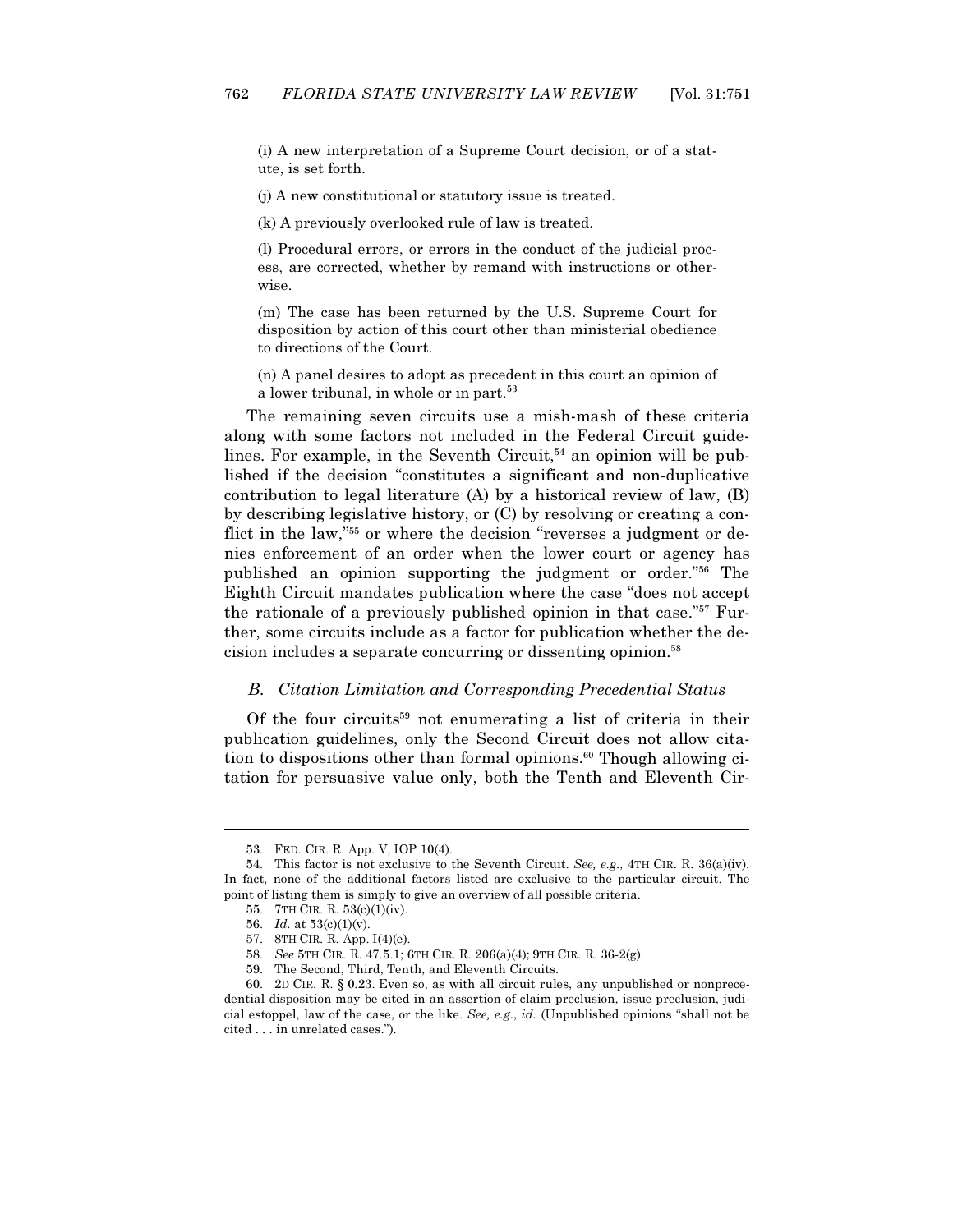(i) A new interpretation of a Supreme Court decision, or of a statute, is set forth.

(j) A new constitutional or statutory issue is treated.

(k) A previously overlooked rule of law is treated.

(l) Procedural errors, or errors in the conduct of the judicial process, are corrected, whether by remand with instructions or otherwise.

(m) The case has been returned by the U.S. Supreme Court for disposition by action of this court other than ministerial obedience to directions of the Court.

(n) A panel desires to adopt as precedent in this court an opinion of a lower tribunal, in whole or in part.[53]

The remaining seven circuits use a mish-mash of these criteria along with some factors not included in the Federal Circuit guidelines. For example, in the Seventh Circuit,[54] an opinion will be published if the decision "constitutes a significant and non-duplicative contribution to legal literature (A) by a historical review of law, (B) by describing legislative history, or (C) by resolving or creating a conflict in the law,"[55] or where the decision "reverses a judgment or denies enforcement of an order when the lower court or agency has published an opinion supporting the judgment or order."[56] The Eighth Circuit mandates publication where the case "does not accept the rationale of a previously published opinion in that case."[57] Further, some circuits include as a factor for publication whether the decision includes a separate concurring or dissenting opinion.[58]

### *B. Citation Limitation and Corresponding Precedential Status*

Of the four circuits[59] not enumerating a list of criteria in their publication guidelines, only the Second Circuit does not allow citation to dispositions other than formal opinions.[60] Though allowing citation for persuasive value only, both the Tenth and Eleventh Cir-

---

53. FED. CIR. R. App. V, IOP 10(4).

54. This factor is not exclusive to the Seventh Circuit. *See, e.g.*, 4TH CIR. R. 36(a)(iv). In fact, none of the additional factors listed are exclusive to the particular circuit. The point of listing them is simply to give an overview of all possible criteria.

55. 7TH CIR. R. 53(c)(1)(iv).

56. *Id.* at 53(c)(1)(v).

57. 8TH CIR. R. App. I(4)(e).

58. *See* 5TH CIR. R. 47.5.1; 6TH CIR. R. 206(a)(4); 9TH CIR. R. 36-2(g).

59. The Second, Third, Tenth, and Eleventh Circuits.

60. 2D CIR. R. § 0.23. Even so, as with all circuit rules, any unpublished or nonprecedential disposition may be cited in an assertion of claim preclusion, issue preclusion, judicial estoppel, law of the case, or the like. *See, e.g.*, *id.* (Unpublished opinions "shall not be cited . . . in unrelated cases.").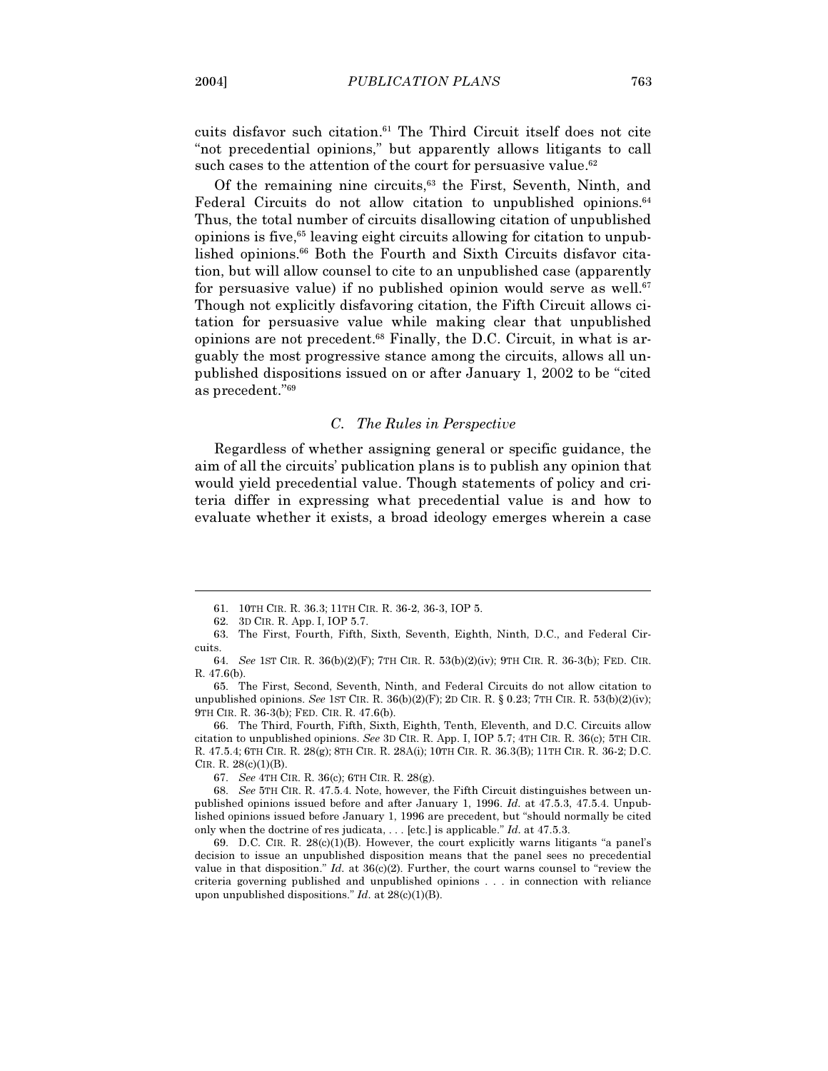cuits disfavor such citation.[61] The Third Circuit itself does not cite "not precedential opinions," but apparently allows litigants to call such cases to the attention of the court for persuasive value.[62]

Of the remaining nine circuits,[63] the First, Seventh, Ninth, and Federal Circuits do not allow citation to unpublished opinions.[64] Thus, the total number of circuits disallowing citation of unpublished opinions is five,[65] leaving eight circuits allowing for citation to unpublished opinions.[66] Both the Fourth and Sixth Circuits disfavor citation, but will allow counsel to cite to an unpublished case (apparently for persuasive value) if no published opinion would serve as well.[67] Though not explicitly disfavoring citation, the Fifth Circuit allows citation for persuasive value while making clear that unpublished opinions are not precedent.[68] Finally, the D.C. Circuit, in what is arguably the most progressive stance among the circuits, allows all unpublished dispositions issued on or after January 1, 2002 to be "cited as precedent."[69]

### *C. The Rules in Perspective*

Regardless of whether assigning general or specific guidance, the aim of all the circuits' publication plans is to publish any opinion that would yield precedential value. Though statements of policy and criteria differ in expressing what precedential value is and how to evaluate whether it exists, a broad ideology emerges wherein a case

---

61. 10TH CIR. R. 36.3; 11TH CIR. R. 36-2, 36-3, IOP 5.

62. 3D CIR. R. App. I, IOP 5.7.

63. The First, Fourth, Fifth, Sixth, Seventh, Eighth, Ninth, D.C., and Federal Circuits.

64. *See* 1ST CIR. R. 36(b)(2)(F); 7TH CIR. R. 53(b)(2)(iv); 9TH CIR. R. 36-3(b); FED. CIR. R. 47.6(b).

65. The First, Second, Seventh, Ninth, and Federal Circuits do not allow citation to unpublished opinions. *See* 1ST CIR. R. 36(b)(2)(F); 2D CIR. R. § 0.23; 7TH CIR. R. 53(b)(2)(iv); 9TH CIR. R. 36-3(b); FED. CIR. R. 47.6(b).

66. The Third, Fourth, Fifth, Sixth, Eighth, Tenth, Eleventh, and D.C. Circuits allow citation to unpublished opinions. *See* 3D CIR. R. App. I, IOP 5.7; 4TH CIR. R. 36(c); 5TH CIR. R. 47.5.4; 6TH CIR. R. 28(g); 8TH CIR. R. 28A(i); 10TH CIR. R. 36.3(B); 11TH CIR. R. 36-2; D.C. CIR. R. 28(c)(1)(B).

67. *See* 4TH CIR. R. 36(c); 6TH CIR. R. 28(g).

68. *See* 5TH CIR. R. 47.5.4. Note, however, the Fifth Circuit distinguishes between unpublished opinions issued before and after January 1, 1996. *Id.* at 47.5.3, 47.5.4. Unpublished opinions issued before January 1, 1996 are precedent, but "should normally be cited only when the doctrine of res judicata, . . . [etc.] is applicable." *Id.* at 47.5.3.

69. D.C. CIR. R. 28(c)(1)(B). However, the court explicitly warns litigants "a panel's decision to issue an unpublished disposition means that the panel sees no precedential value in that disposition." *Id.* at 36(c)(2). Further, the court warns counsel to "review the criteria governing published and unpublished opinions . . . in connection with reliance upon unpublished dispositions." *Id.* at 28(c)(1)(B).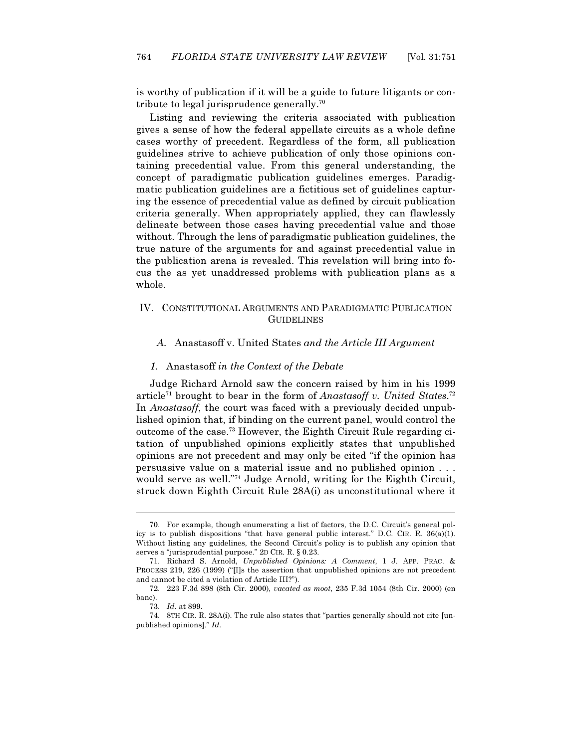is worthy of publication if it will be a guide to future litigants or contribute to legal jurisprudence generally.[70]

Listing and reviewing the criteria associated with publication gives a sense of how the federal appellate circuits as a whole define cases worthy of precedent. Regardless of the form, all publication guidelines strive to achieve publication of only those opinions containing precedential value. From this general understanding, the concept of paradigmatic publication guidelines emerges. Paradigmatic publication guidelines are a fictitious set of guidelines capturing the essence of precedential value as defined by circuit publication criteria generally. When appropriately applied, they can flawlessly delineate between those cases having precedential value and those without. Through the lens of paradigmatic publication guidelines, the true nature of the arguments for and against precedential value in the publication arena is revealed. This revelation will bring into focus the as yet unaddressed problems with publication plans as a whole.

## IV. Constitutional Arguments and Paradigmatic Publication Guidelines

### A. Anastasoff v. United States *and the Article III Argument*

#### *1.* Anastasoff *in the Context of the Debate*

Judge Richard Arnold saw the concern raised by him in his 1999 article[71] brought to bear in the form of *Anastasoff v. United States*.[72] In *Anastasoff*, the court was faced with a previously decided unpublished opinion that, if binding on the current panel, would control the outcome of the case.[73] However, the Eighth Circuit Rule regarding citation of unpublished opinions explicitly states that unpublished opinions are not precedent and may only be cited "if the opinion has persuasive value on a material issue and no published opinion . . . would serve as well."[74] Judge Arnold, writing for the Eighth Circuit, struck down Eighth Circuit Rule 28A(i) as unconstitutional where it

---

70. For example, though enumerating a list of factors, the D.C. Circuit's general policy is to publish dispositions "that have general public interest." D.C. CIR. R. 36(a)(1). Without listing any guidelines, the Second Circuit's policy is to publish any opinion that serves a "jurisprudential purpose." 2D CIR. R. § 0.23.

71. Richard S. Arnold, *Unpublished Opinions: A Comment*, 1 J. APP. PRAC. & PROCESS 219, 226 (1999) ("[I]s the assertion that unpublished opinions are not precedent and cannot be cited a violation of Article III?").

72. 223 F.3d 898 (8th Cir. 2000), *vacated as moot*, 235 F.3d 1054 (8th Cir. 2000) (en banc).

73. *Id.* at 899.

74. 8TH CIR. R. 28A(i). The rule also states that "parties generally should not cite [unpublished opinions]." *Id.*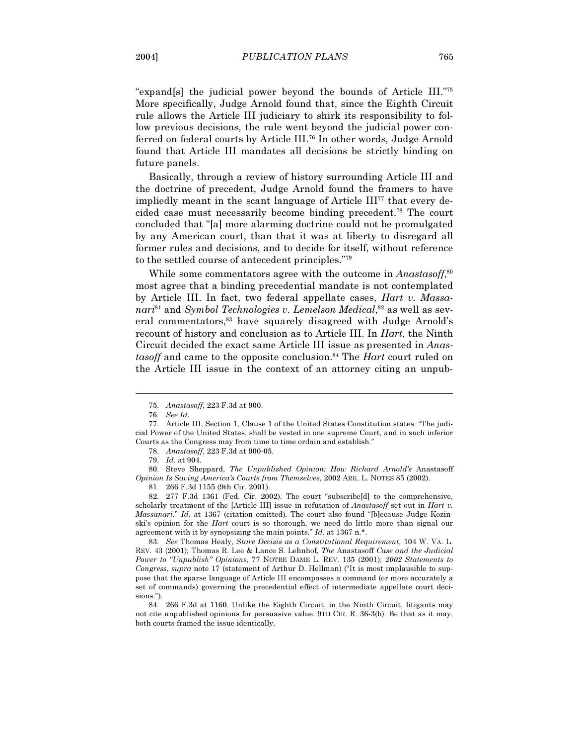"expand[s] the judicial power beyond the bounds of Article III."[75] More specifically, Judge Arnold found that, since the Eighth Circuit rule allows the Article III judiciary to shirk its responsibility to follow previous decisions, the rule went beyond the judicial power conferred on federal courts by Article III.[76] In other words, Judge Arnold found that Article III mandates all decisions be strictly binding on future panels.

Basically, through a review of history surrounding Article III and the doctrine of precedent, Judge Arnold found the framers to have impliedly meant in the scant language of Article III[77] that every decided case must necessarily become binding precedent.[78] The court concluded that "[a] more alarming doctrine could not be promulgated by any American court, than that it was at liberty to disregard all former rules and decisions, and to decide for itself, without reference to the settled course of antecedent principles."[79]

While some commentators agree with the outcome in *Anastasoff*,[80] most agree that a binding precedential mandate is not contemplated by Article III. In fact, two federal appellate cases, *Hart v. Massanari*[81] and *Symbol Technologies v. Lemelson Medical*,[82] as well as several commentators,[83] have squarely disagreed with Judge Arnold's recount of history and conclusion as to Article III. In *Hart*, the Ninth Circuit decided the exact same Article III issue as presented in *Anastasoff* and came to the opposite conclusion.[84] The *Hart* court ruled on the Article III issue in the context of an attorney citing an unpub-

---

75. *Anastasoff*, 223 F.3d at 900.

76. *See Id.*

77. Article III, Section 1, Clause 1 of the United States Constitution states: "The judicial Power of the United States, shall be vested in one supreme Court, and in such inferior Courts as the Congress may from time to time ordain and establish."

78. *Anastasoff*, 223 F.3d at 900-05.

79. *Id.* at 904.

80. Steve Sheppard, *The Unpublished Opinion: How Richard Arnold's* Anastasoff *Opinion Is Saving America's Courts from Themselves*, 2002 ARK. L. NOTES 85 (2002).

81. 266 F.3d 1155 (9th Cir. 2001).

82. 277 F.3d 1361 (Fed. Cir. 2002). The court "subscribe[d] to the comprehensive, scholarly treatment of the [Article III] issue in refutation of *Anastasoff* set out in *Hart v. Massanari*." *Id.* at 1367 (citation omitted). The court also found "[b]ecause Judge Kozinski's opinion for the *Hart* court is so thorough, we need do little more than signal our agreement with it by synopsizing the main points." *Id.* at 1367 n.*.

83. *See* Thomas Healy, *Stare Decisis as a Constitutional Requirement*, 104 W. VA. L. REV. 43 (2001); Thomas R. Lee & Lance S. Lehnhof, *The* Anastasoff *Case and the Judicial Power to "Unpublish" Opinions*, 77 NOTRE DAME L. REV. 135 (2001); *2002 Statements to Congress*, *supra* note 17 (statement of Arthur D. Hellman) ("It is most implausible to suppose that the sparse language of Article III encompasses a command (or more accurately a set of commands) governing the precedential effect of intermediate appellate court decisions.").

84. 266 F.3d at 1160. Unlike the Eighth Circuit, in the Ninth Circuit, litigants may not cite unpublished opinions for persuasive value. 9TH CIR. R. 36-3(b). Be that as it may, both courts framed the issue identically.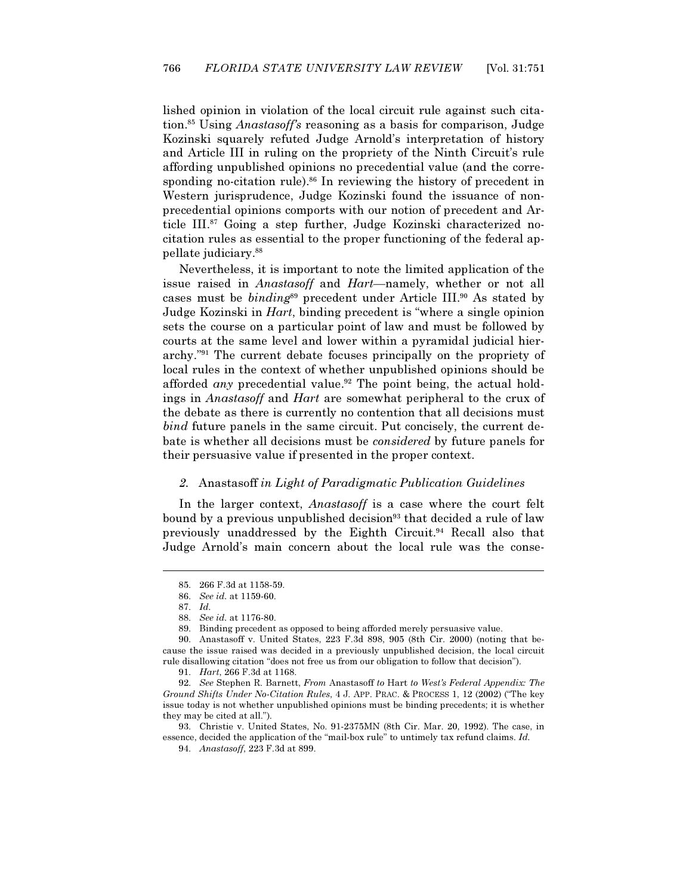lished opinion in violation of the local circuit rule against such citation.[85] Using *Anastasoff's* reasoning as a basis for comparison, Judge Kozinski squarely refuted Judge Arnold's interpretation of history and Article III in ruling on the propriety of the Ninth Circuit's rule affording unpublished opinions no precedential value (and the corresponding no-citation rule).[86] In reviewing the history of precedent in Western jurisprudence, Judge Kozinski found the issuance of non-precedential opinions comports with our notion of precedent and Article III.[87] Going a step further, Judge Kozinski characterized no-citation rules as essential to the proper functioning of the federal appellate judiciary.[88]

Nevertheless, it is important to note the limited application of the issue raised in *Anastasoff* and *Hart*—namely, whether or not all cases must be *binding*[89] precedent under Article III.[90] As stated by Judge Kozinski in *Hart*, binding precedent is "where a single opinion sets the course on a particular point of law and must be followed by courts at the same level and lower within a pyramidal judicial hierarchy."[91] The current debate focuses principally on the propriety of local rules in the context of whether unpublished opinions should be afforded *any* precedential value.[92] The point being, the actual holdings in *Anastasoff* and *Hart* are somewhat peripheral to the crux of the debate as there is currently no contention that all decisions must *bind* future panels in the same circuit. Put concisely, the current debate is whether all decisions must be *considered* by future panels for their persuasive value if presented in the proper context.

### *2.* Anastasoff *in Light of Paradigmatic Publication Guidelines*

In the larger context, *Anastasoff* is a case where the court felt bound by a previous unpublished decision[93] that decided a rule of law previously unaddressed by the Eighth Circuit.[94] Recall also that Judge Arnold's main concern about the local rule was the conse-

---

85. 266 F.3d at 1158-59.

86. *See id.* at 1159-60.

87. *Id.*

88. *See id.* at 1176-80.

89. Binding precedent as opposed to being afforded merely persuasive value.

90. Anastasoff v. United States, 223 F.3d 898, 905 (8th Cir. 2000) (noting that because the issue raised was decided in a previously unpublished decision, the local circuit rule disallowing citation "does not free us from our obligation to follow that decision").

91. *Hart*, 266 F.3d at 1168.

92. *See* Stephen R. Barnett, *From* Anastasoff *to* Hart *to West's Federal Appendix: The Ground Shifts Under No-Citation Rules*, 4 J. APP. PRAC. & PROCESS 1, 12 (2002) ("The key issue today is not whether unpublished opinions must be binding precedents; it is whether they may be cited at all.").

93. Christie v. United States, No. 91-2375MN (8th Cir. Mar. 20, 1992). The case, in essence, decided the application of the "mail-box rule" to untimely tax refund claims. *Id.*

94. *Anastasoff*, 223 F.3d at 899.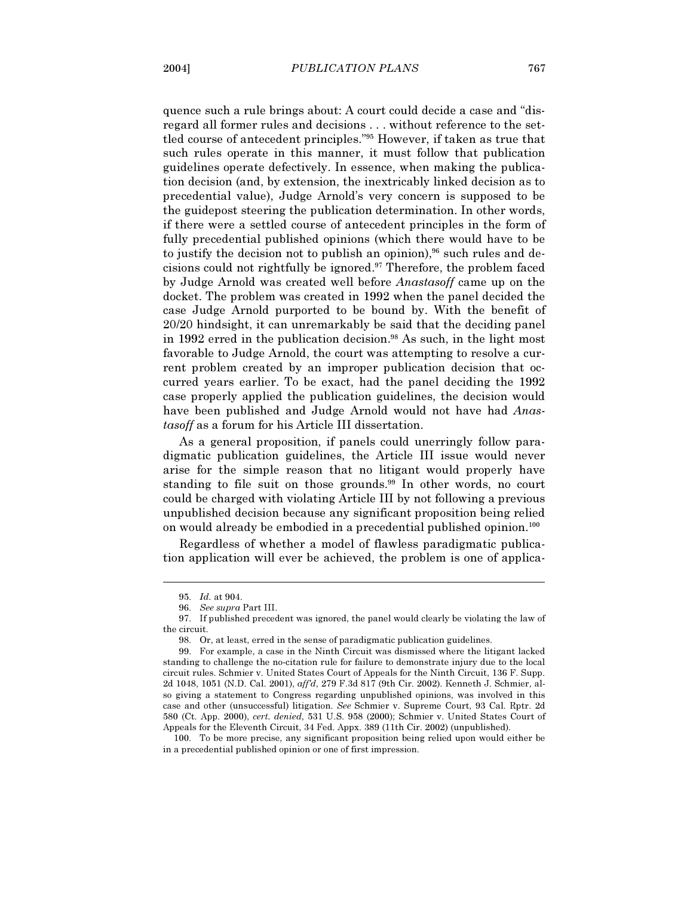quence such a rule brings about: A court could decide a case and "disregard all former rules and decisions . . . without reference to the settled course of antecedent principles."[95] However, if taken as true that such rules operate in this manner, it must follow that publication guidelines operate defectively. In essence, when making the publication decision (and, by extension, the inextricably linked decision as to precedential value), Judge Arnold's very concern is supposed to be the guidepost steering the publication determination. In other words, if there were a settled course of antecedent principles in the form of fully precedential published opinions (which there would have to be to justify the decision not to publish an opinion),[96] such rules and decisions could not rightfully be ignored.[97] Therefore, the problem faced by Judge Arnold was created well before *Anastasoff* came up on the docket. The problem was created in 1992 when the panel decided the case Judge Arnold purported to be bound by. With the benefit of 20/20 hindsight, it can unremarkably be said that the deciding panel in 1992 erred in the publication decision.[98] As such, in the light most favorable to Judge Arnold, the court was attempting to resolve a current problem created by an improper publication decision that occurred years earlier. To be exact, had the panel deciding the 1992 case properly applied the publication guidelines, the decision would have been published and Judge Arnold would not have had *Anastasoff* as a forum for his Article III dissertation.

As a general proposition, if panels could unerringly follow paradigmatic publication guidelines, the Article III issue would never arise for the simple reason that no litigant would properly have standing to file suit on those grounds.[99] In other words, no court could be charged with violating Article III by not following a previous unpublished decision because any significant proposition being relied on would already be embodied in a precedential published opinion.[100]

Regardless of whether a model of flawless paradigmatic publication application will ever be achieved, the problem is one of applica-

---

95. *Id.* at 904.

96. *See supra* Part III.

97. If published precedent was ignored, the panel would clearly be violating the law of the circuit.

98. Or, at least, erred in the sense of paradigmatic publication guidelines.

99. For example, a case in the Ninth Circuit was dismissed where the litigant lacked standing to challenge the no-citation rule for failure to demonstrate injury due to the local circuit rules. Schmier v. United States Court of Appeals for the Ninth Circuit, 136 F. Supp. 2d 1048, 1051 (N.D. Cal. 2001), *aff'd*, 279 F.3d 817 (9th Cir. 2002). Kenneth J. Schmier, also giving a statement to Congress regarding unpublished opinions, was involved in this case and other (unsuccessful) litigation. *See* Schmier v. Supreme Court, 93 Cal. Rptr. 2d 580 (Ct. App. 2000), *cert. denied*, 531 U.S. 958 (2000); Schmier v. United States Court of Appeals for the Eleventh Circuit, 34 Fed. Appx. 389 (11th Cir. 2002) (unpublished).

100. To be more precise, any significant proposition being relied upon would either be in a precedential published opinion or one of first impression.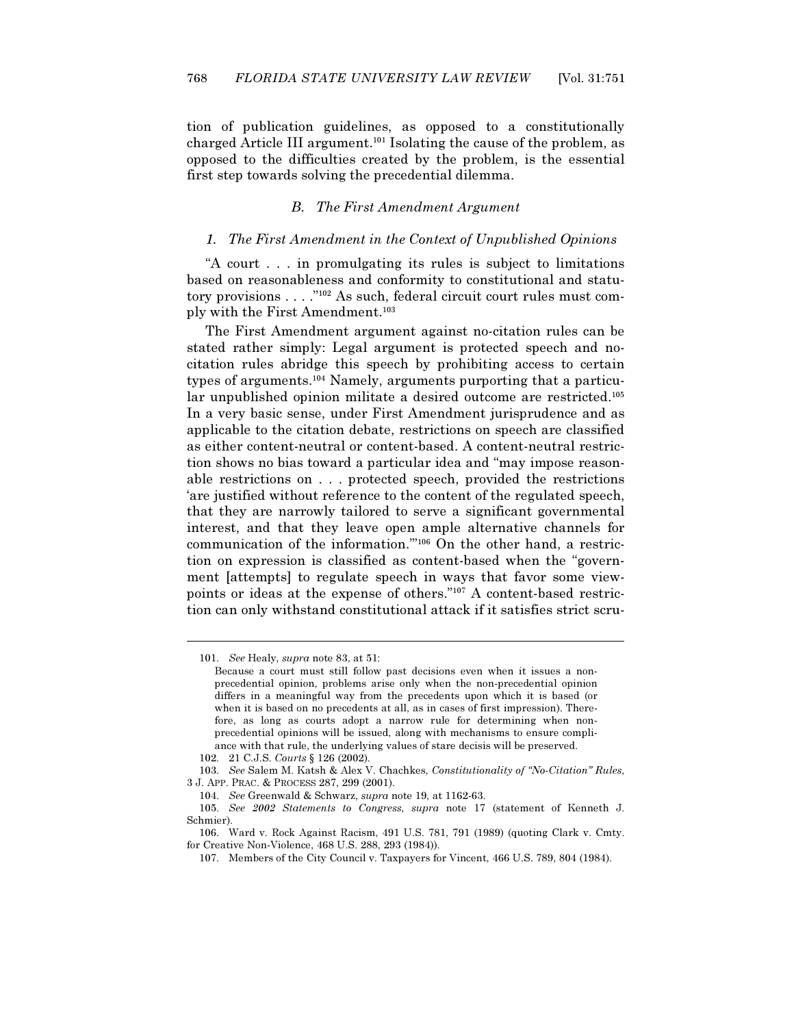tion of publication guidelines, as opposed to a constitutionally charged Article III argument.[101] Isolating the cause of the problem, as opposed to the difficulties created by the problem, is the essential first step towards solving the precedential dilemma.

### *B. The First Amendment Argument*

#### *1. The First Amendment in the Context of Unpublished Opinions*

"A court . . . in promulgating its rules is subject to limitations based on reasonableness and conformity to constitutional and statutory provisions . . . ."[102] As such, federal circuit court rules must comply with the First Amendment.[103]

The First Amendment argument against no-citation rules can be stated rather simply: Legal argument is protected speech and no-citation rules abridge this speech by prohibiting access to certain types of arguments.[104] Namely, arguments purporting that a particular unpublished opinion militate a desired outcome are restricted.[105] In a very basic sense, under First Amendment jurisprudence and as applicable to the citation debate, restrictions on speech are classified as either content-neutral or content-based. A content-neutral restriction shows no bias toward a particular idea and "may impose reasonable restrictions on . . . protected speech, provided the restrictions 'are justified without reference to the content of the regulated speech, that they are narrowly tailored to serve a significant governmental interest, and that they leave open ample alternative channels for communication of the information.'"[106] On the other hand, a restriction on expression is classified as content-based when the "government [attempts] to regulate speech in ways that favor some viewpoints or ideas at the expense of others."[107] A content-based restriction can only withstand constitutional attack if it satisfies strict scru-

---

101. *See* Healy, *supra* note 83, at 51:

> Because a court must still follow past decisions even when it issues a non-precedential opinion, problems arise only when the non-precedential opinion differs in a meaningful way from the precedents upon which it is based (or when it is based on no precedents at all, as in cases of first impression). Therefore, as long as courts adopt a narrow rule for determining when non-precedential opinions will be issued, along with mechanisms to ensure compliance with that rule, the underlying values of stare decisis will be preserved.

102. 21 C.J.S. *Courts* § 126 (2002).

103. *See* Salem M. Katsh & Alex V. Chachkes, *Constitutionality of "No-Citation" Rules*, 3 J. APP. PRAC. & PROCESS 287, 299 (2001).

104. *See* Greenwald & Schwarz, *supra* note 19, at 1162-63.

105. *See 2002 Statements to Congress*, *supra* note 17 (statement of Kenneth J. Schmier).

106. Ward v. Rock Against Racism, 491 U.S. 781, 791 (1989) (quoting Clark v. Cmty. for Creative Non-Violence, 468 U.S. 288, 293 (1984)).

107. Members of the City Council v. Taxpayers for Vincent, 466 U.S. 789, 804 (1984).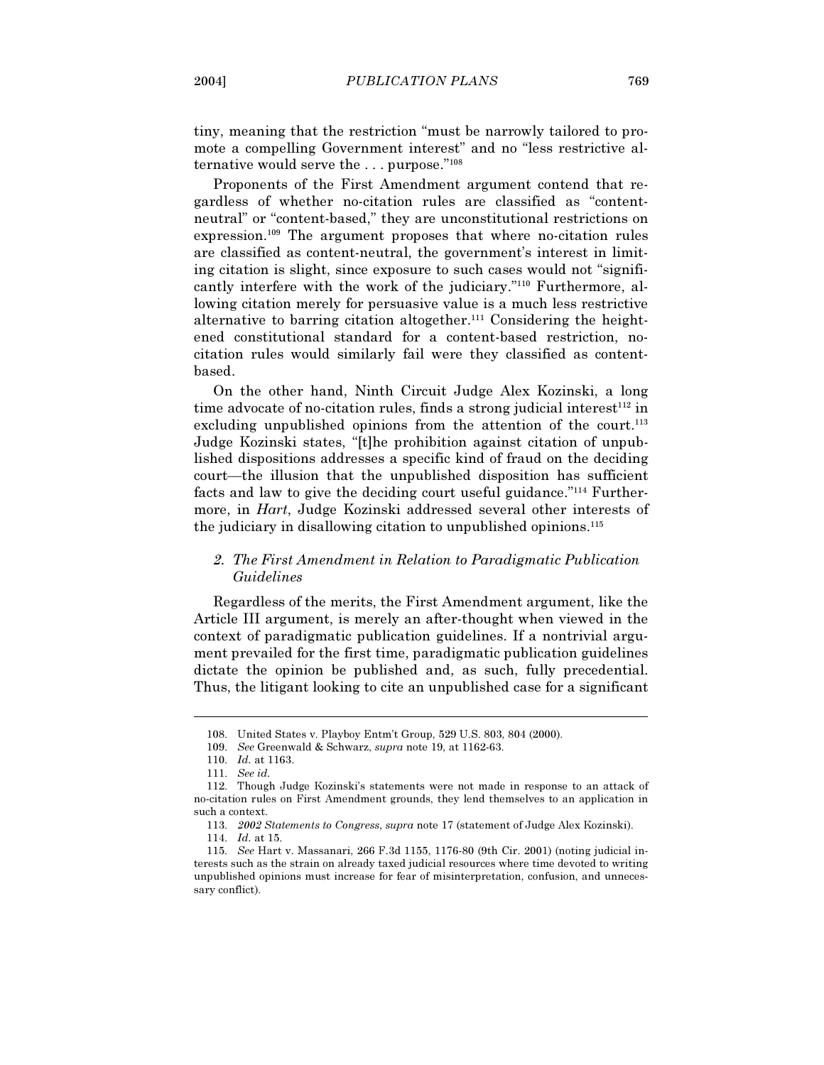tiny, meaning that the restriction "must be narrowly tailored to promote a compelling Government interest" and no "less restrictive alternative would serve the . . . purpose."[108]

Proponents of the First Amendment argument contend that regardless of whether no-citation rules are classified as "content-neutral" or "content-based," they are unconstitutional restrictions on expression.[109] The argument proposes that where no-citation rules are classified as content-neutral, the government's interest in limiting citation is slight, since exposure to such cases would not "significantly interfere with the work of the judiciary."[110] Furthermore, allowing citation merely for persuasive value is a much less restrictive alternative to barring citation altogether.[111] Considering the heightened constitutional standard for a content-based restriction, no-citation rules would similarly fail were they classified as content-based.

On the other hand, Ninth Circuit Judge Alex Kozinski, a long time advocate of no-citation rules, finds a strong judicial interest[112] in excluding unpublished opinions from the attention of the court.[113] Judge Kozinski states, "[t]he prohibition against citation of unpublished dispositions addresses a specific kind of fraud on the deciding court—the illusion that the unpublished disposition has sufficient facts and law to give the deciding court useful guidance."[114] Furthermore, in *Hart*, Judge Kozinski addressed several other interests of the judiciary in disallowing citation to unpublished opinions.[115]

### *2. The First Amendment in Relation to Paradigmatic Publication Guidelines*

Regardless of the merits, the First Amendment argument, like the Article III argument, is merely an after-thought when viewed in the context of paradigmatic publication guidelines. If a nontrivial argument prevailed for the first time, paradigmatic publication guidelines dictate the opinion be published and, as such, fully precedential. Thus, the litigant looking to cite an unpublished case for a significant

---

108. United States v. Playboy Entm't Group, 529 U.S. 803, 804 (2000).

109. *See* Greenwald & Schwarz, *supra* note 19, at 1162-63.

110. *Id.* at 1163.

111. *See id.*

112. Though Judge Kozinski's statements were not made in response to an attack of no-citation rules on First Amendment grounds, they lend themselves to an application in such a context.

113. *2002 Statements to Congress*, *supra* note 17 (statement of Judge Alex Kozinski).

114. *Id.* at 15.

115. *See* Hart v. Massanari, 266 F.3d 1155, 1176-80 (9th Cir. 2001) (noting judicial interests such as the strain on already taxed judicial resources where time devoted to writing unpublished opinions must increase for fear of misinterpretation, confusion, and unnecessary conflict).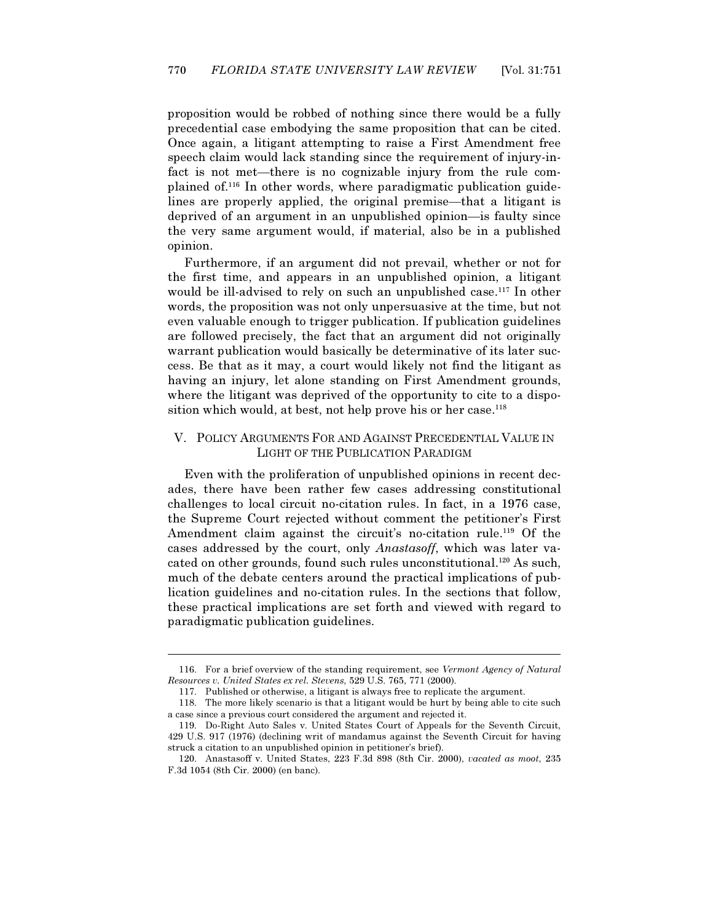proposition would be robbed of nothing since there would be a fully precedential case embodying the same proposition that can be cited. Once again, a litigant attempting to raise a First Amendment free speech claim would lack standing since the requirement of injury-in-fact is not met—there is no cognizable injury from the rule complained of.[116] In other words, where paradigmatic publication guidelines are properly applied, the original premise—that a litigant is deprived of an argument in an unpublished opinion—is faulty since the very same argument would, if material, also be in a published opinion.

Furthermore, if an argument did not prevail, whether or not for the first time, and appears in an unpublished opinion, a litigant would be ill-advised to rely on such an unpublished case.[117] In other words, the proposition was not only unpersuasive at the time, but not even valuable enough to trigger publication. If publication guidelines are followed precisely, the fact that an argument did not originally warrant publication would basically be determinative of its later success. Be that as it may, a court would likely not find the litigant as having an injury, let alone standing on First Amendment grounds, where the litigant was deprived of the opportunity to cite to a disposition which would, at best, not help prove his or her case.[118]

## V. POLICY ARGUMENTS FOR AND AGAINST PRECEDENTIAL VALUE IN LIGHT OF THE PUBLICATION PARADIGM

Even with the proliferation of unpublished opinions in recent decades, there have been rather few cases addressing constitutional challenges to local circuit no-citation rules. In fact, in a 1976 case, the Supreme Court rejected without comment the petitioner's First Amendment claim against the circuit's no-citation rule.[119] Of the cases addressed by the court, only *Anastasoff*, which was later vacated on other grounds, found such rules unconstitutional.[120] As such, much of the debate centers around the practical implications of publication guidelines and no-citation rules. In the sections that follow, these practical implications are set forth and viewed with regard to paradigmatic publication guidelines.

---

116. For a brief overview of the standing requirement, see *Vermont Agency of Natural Resources v. United States ex rel. Stevens*, 529 U.S. 765, 771 (2000).

117. Published or otherwise, a litigant is always free to replicate the argument.

118. The more likely scenario is that a litigant would be hurt by being able to cite such a case since a previous court considered the argument and rejected it.

119. Do-Right Auto Sales v. United States Court of Appeals for the Seventh Circuit, 429 U.S. 917 (1976) (declining writ of mandamus against the Seventh Circuit for having struck a citation to an unpublished opinion in petitioner's brief).

120. Anastasoff v. United States, 223 F.3d 898 (8th Cir. 2000), *vacated as moot*, 235 F.3d 1054 (8th Cir. 2000) (en banc).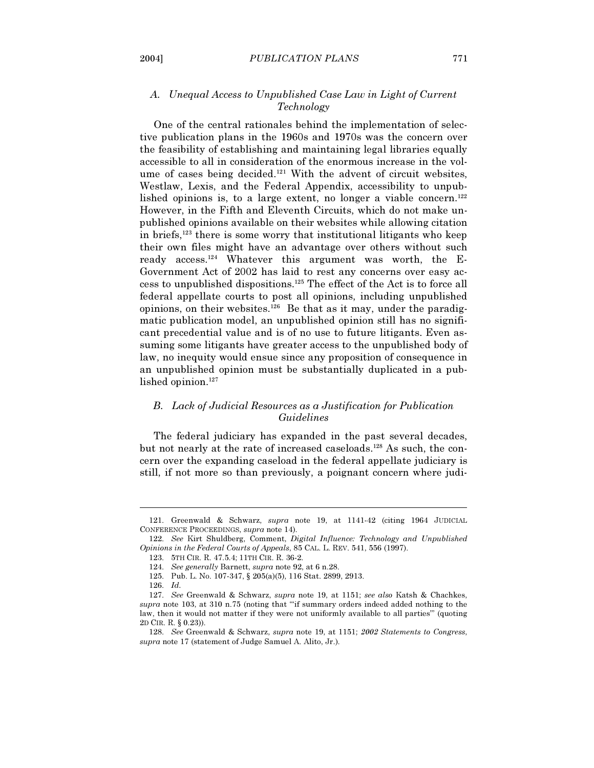### A. *Unequal Access to Unpublished Case Law in Light of Current Technology*

One of the central rationales behind the implementation of selective publication plans in the 1960s and 1970s was the concern over the feasibility of establishing and maintaining legal libraries equally accessible to all in consideration of the enormous increase in the volume of cases being decided.[121] With the advent of circuit websites, Westlaw, Lexis, and the Federal Appendix, accessibility to unpublished opinions is, to a large extent, no longer a viable concern.[122] However, in the Fifth and Eleventh Circuits, which do not make unpublished opinions available on their websites while allowing citation in briefs,[123] there is some worry that institutional litigants who keep their own files might have an advantage over others without such ready access.[124] Whatever this argument was worth, the E-Government Act of 2002 has laid to rest any concerns over easy access to unpublished dispositions.[125] The effect of the Act is to force all federal appellate courts to post all opinions, including unpublished opinions, on their websites.[126] Be that as it may, under the paradigmatic publication model, an unpublished opinion still has no significant precedential value and is of no use to future litigants. Even assuming some litigants have greater access to the unpublished body of law, no inequity would ensue since any proposition of consequence in an unpublished opinion must be substantially duplicated in a published opinion.[127]

### B. *Lack of Judicial Resources as a Justification for Publication Guidelines*

The federal judiciary has expanded in the past several decades, but not nearly at the rate of increased caseloads.[128] As such, the concern over the expanding caseload in the federal appellate judiciary is still, if not more so than previously, a poignant concern where judi-

---

121. Greenwald & Schwarz, *supra* note 19, at 1141-42 (citing 1964 JUDICIAL CONFERENCE PROCEEDINGS, *supra* note 14).

122. *See* Kirt Shuldberg, Comment, *Digital Influence: Technology and Unpublished Opinions in the Federal Courts of Appeals*, 85 CAL. L. REV. 541, 556 (1997).

123. 5TH CIR. R. 47.5.4; 11TH CIR. R. 36-2.

124. *See generally* Barnett, *supra* note 92, at 6 n.28.

125. Pub. L. No. 107-347, § 205(a)(5), 116 Stat. 2899, 2913.

126. *Id.*

127. *See* Greenwald & Schwarz, *supra* note 19, at 1151; *see also* Katsh & Chachkes, *supra* note 103, at 310 n.75 (noting that "'if summary orders indeed added nothing to the law, then it would not matter if they were not uniformly available to all parties'" (quoting 2D CIR. R. § 0.23)).

128. *See* Greenwald & Schwarz, *supra* note 19, at 1151; *2002 Statements to Congress*, *supra* note 17 (statement of Judge Samuel A. Alito, Jr.).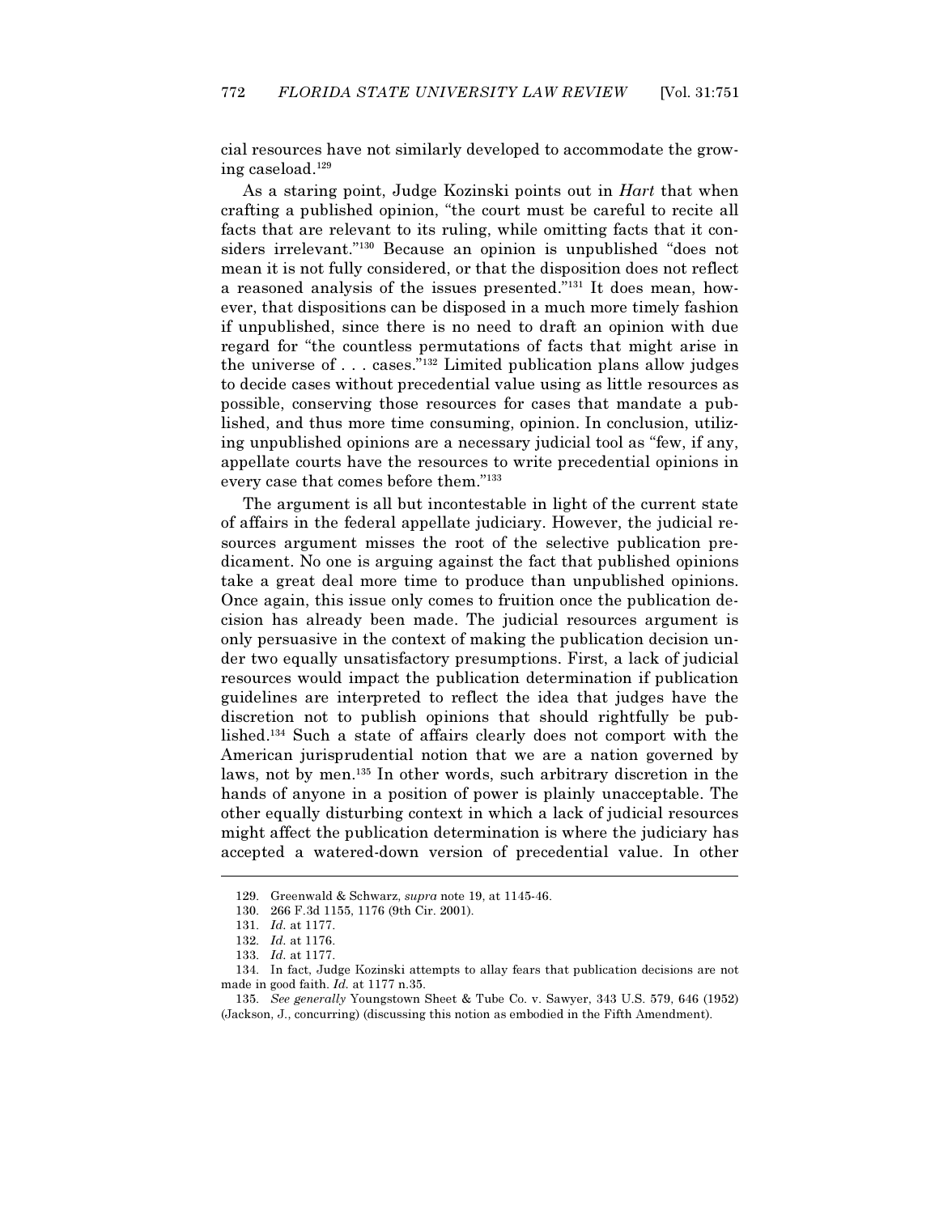cial resources have not similarly developed to accommodate the growing caseload.[129]

As a staring point, Judge Kozinski points out in *Hart* that when crafting a published opinion, "the court must be careful to recite all facts that are relevant to its ruling, while omitting facts that it considers irrelevant."[130] Because an opinion is unpublished "does not mean it is not fully considered, or that the disposition does not reflect a reasoned analysis of the issues presented."[131] It does mean, however, that dispositions can be disposed in a much more timely fashion if unpublished, since there is no need to draft an opinion with due regard for "the countless permutations of facts that might arise in the universe of . . . cases."[132] Limited publication plans allow judges to decide cases without precedential value using as little resources as possible, conserving those resources for cases that mandate a published, and thus more time consuming, opinion. In conclusion, utilizing unpublished opinions are a necessary judicial tool as "few, if any, appellate courts have the resources to write precedential opinions in every case that comes before them."[133]

The argument is all but incontestable in light of the current state of affairs in the federal appellate judiciary. However, the judicial resources argument misses the root of the selective publication predicament. No one is arguing against the fact that published opinions take a great deal more time to produce than unpublished opinions. Once again, this issue only comes to fruition once the publication decision has already been made. The judicial resources argument is only persuasive in the context of making the publication decision under two equally unsatisfactory presumptions. First, a lack of judicial resources would impact the publication determination if publication guidelines are interpreted to reflect the idea that judges have the discretion not to publish opinions that should rightfully be published.[134] Such a state of affairs clearly does not comport with the American jurisprudential notion that we are a nation governed by laws, not by men.[135] In other words, such arbitrary discretion in the hands of anyone in a position of power is plainly unacceptable. The other equally disturbing context in which a lack of judicial resources might affect the publication determination is where the judiciary has accepted a watered-down version of precedential value. In other

---

129. Greenwald & Schwarz, *supra* note 19, at 1145-46.

130. 266 F.3d 1155, 1176 (9th Cir. 2001).

131. *Id.* at 1177.

132. *Id.* at 1176.

133. *Id.* at 1177.

134. In fact, Judge Kozinski attempts to allay fears that publication decisions are not made in good faith. *Id.* at 1177 n.35.

135. *See generally* Youngstown Sheet & Tube Co. v. Sawyer, 343 U.S. 579, 646 (1952) (Jackson, J., concurring) (discussing this notion as embodied in the Fifth Amendment).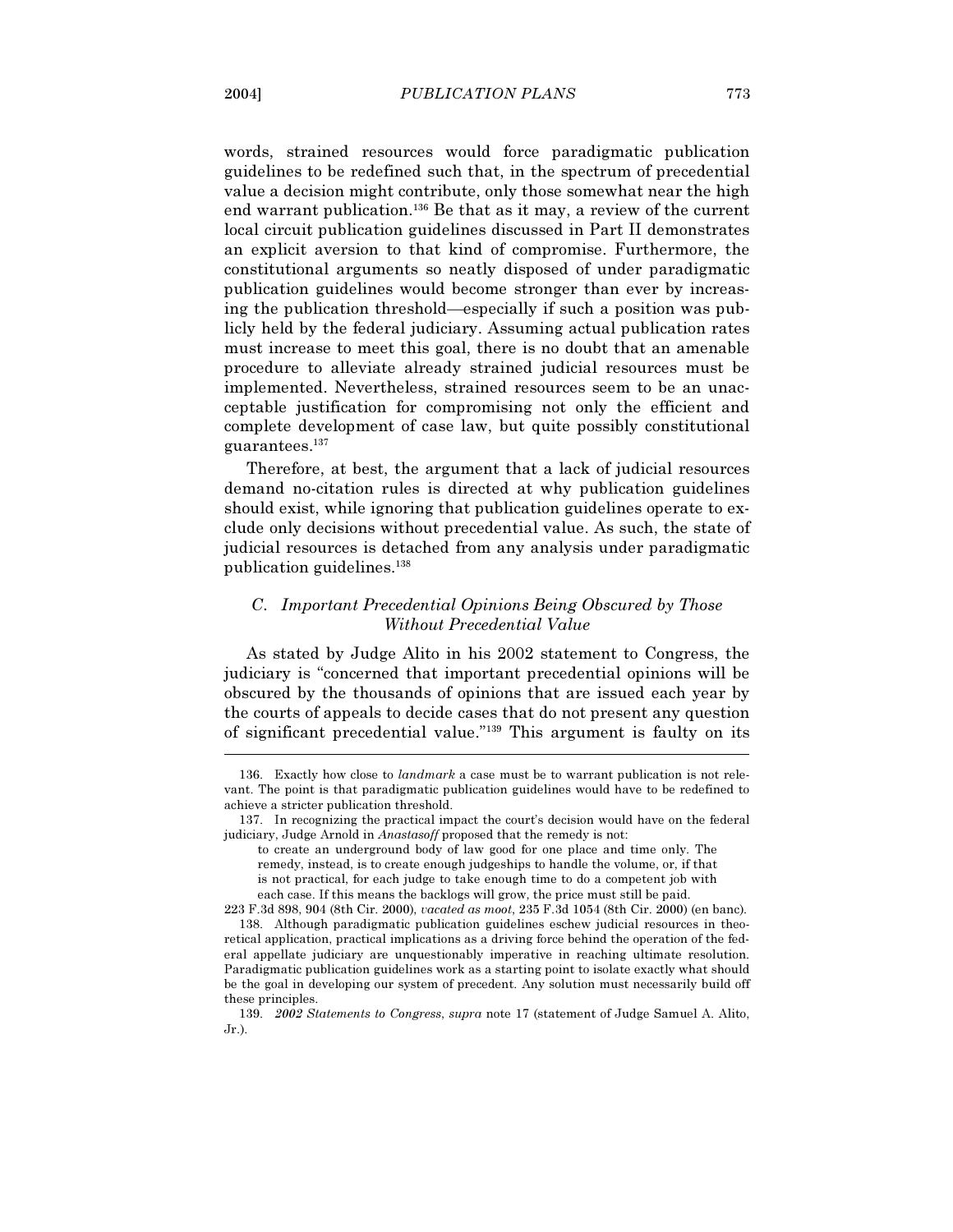words, strained resources would force paradigmatic publication guidelines to be redefined such that, in the spectrum of precedential value a decision might contribute, only those somewhat near the high end warrant publication.[136] Be that as it may, a review of the current local circuit publication guidelines discussed in Part II demonstrates an explicit aversion to that kind of compromise. Furthermore, the constitutional arguments so neatly disposed of under paradigmatic publication guidelines would become stronger than ever by increasing the publication threshold—especially if such a position was publicly held by the federal judiciary. Assuming actual publication rates must increase to meet this goal, there is no doubt that an amenable procedure to alleviate already strained judicial resources must be implemented. Nevertheless, strained resources seem to be an unacceptable justification for compromising not only the efficient and complete development of case law, but quite possibly constitutional guarantees.[137]

Therefore, at best, the argument that a lack of judicial resources demand no-citation rules is directed at why publication guidelines should exist, while ignoring that publication guidelines operate to exclude only decisions without precedential value. As such, the state of judicial resources is detached from any analysis under paradigmatic publication guidelines.[138]

### *C. Important Precedential Opinions Being Obscured by Those Without Precedential Value*

As stated by Judge Alito in his 2002 statement to Congress, the judiciary is "concerned that important precedential opinions will be obscured by the thousands of opinions that are issued each year by the courts of appeals to decide cases that do not present any question of significant precedential value."[139] This argument is faulty on its

---

136. Exactly how close to *landmark* a case must be to warrant publication is not relevant. The point is that paradigmatic publication guidelines would have to be redefined to achieve a stricter publication threshold.

137. In recognizing the practical impact the court's decision would have on the federal judiciary, Judge Arnold in *Anastasoff* proposed that the remedy is not:

> to create an underground body of law good for one place and time only. The remedy, instead, is to create enough judgeships to handle the volume, or, if that is not practical, for each judge to take enough time to do a competent job with each case. If this means the backlogs will grow, the price must still be paid.

223 F.3d 898, 904 (8th Cir. 2000), *vacated as moot*, 235 F.3d 1054 (8th Cir. 2000) (en banc).

138. Although paradigmatic publication guidelines eschew judicial resources in theoretical application, practical implications as a driving force behind the operation of the federal appellate judiciary are unquestionably imperative in reaching ultimate resolution. Paradigmatic publication guidelines work as a starting point to isolate exactly what should be the goal in developing our system of precedent. Any solution must necessarily build off these principles.

139. *2002 Statements to Congress*, *supra* note 17 (statement of Judge Samuel A. Alito, Jr.).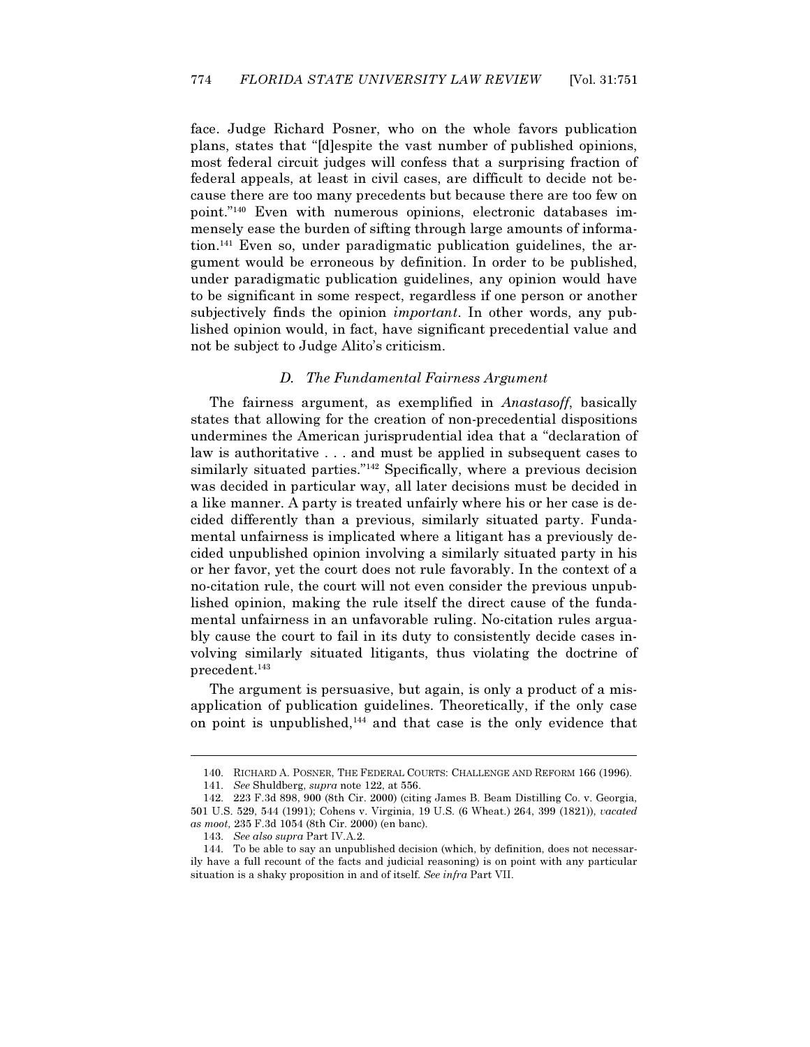face. Judge Richard Posner, who on the whole favors publication plans, states that "[d]espite the vast number of published opinions, most federal circuit judges will confess that a surprising fraction of federal appeals, at least in civil cases, are difficult to decide not because there are too many precedents but because there are too few on point."[140] Even with numerous opinions, electronic databases immensely ease the burden of sifting through large amounts of information.[141] Even so, under paradigmatic publication guidelines, the argument would be erroneous by definition. In order to be published, under paradigmatic publication guidelines, any opinion would have to be significant in some respect, regardless if one person or another subjectively finds the opinion *important*. In other words, any published opinion would, in fact, have significant precedential value and not be subject to Judge Alito's criticism.

### *D. The Fundamental Fairness Argument*

The fairness argument, as exemplified in *Anastasoff*, basically states that allowing for the creation of non-precedential dispositions undermines the American jurisprudential idea that a "declaration of law is authoritative . . . and must be applied in subsequent cases to similarly situated parties."[142] Specifically, where a previous decision was decided in particular way, all later decisions must be decided in a like manner. A party is treated unfairly where his or her case is decided differently than a previous, similarly situated party. Fundamental unfairness is implicated where a litigant has a previously decided unpublished opinion involving a similarly situated party in his or her favor, yet the court does not rule favorably. In the context of a no-citation rule, the court will not even consider the previous unpublished opinion, making the rule itself the direct cause of the fundamental unfairness in an unfavorable ruling. No-citation rules arguably cause the court to fail in its duty to consistently decide cases involving similarly situated litigants, thus violating the doctrine of precedent.[143]

The argument is persuasive, but again, is only a product of a misapplication of publication guidelines. Theoretically, if the only case on point is unpublished,[144] and that case is the only evidence that

---

140. RICHARD A. POSNER, THE FEDERAL COURTS: CHALLENGE AND REFORM 166 (1996).

141. *See* Shuldberg, *supra* note 122, at 556.

142. 223 F.3d 898, 900 (8th Cir. 2000) (citing James B. Beam Distilling Co. v. Georgia, 501 U.S. 529, 544 (1991); Cohens v. Virginia, 19 U.S. (6 Wheat.) 264, 399 (1821)), *vacated as moot*, 235 F.3d 1054 (8th Cir. 2000) (en banc).

143. *See also supra* Part IV.A.2.

144. To be able to say an unpublished decision (which, by definition, does not necessarily have a full recount of the facts and judicial reasoning) is on point with any particular situation is a shaky proposition in and of itself. *See infra* Part VII.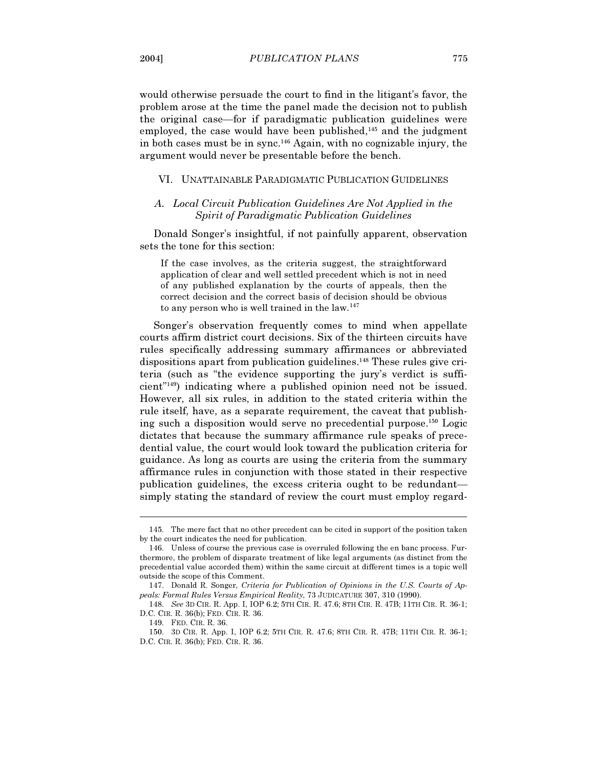would otherwise persuade the court to find in the litigant's favor, the problem arose at the time the panel made the decision not to publish the original case—for if paradigmatic publication guidelines were employed, the case would have been published,[145] and the judgment in both cases must be in sync.[146] Again, with no cognizable injury, the argument would never be presentable before the bench.

## VI. UNATTAINABLE PARADIGMATIC PUBLICATION GUIDELINES

### *A. Local Circuit Publication Guidelines Are Not Applied in the Spirit of Paradigmatic Publication Guidelines*

Donald Songer's insightful, if not painfully apparent, observation sets the tone for this section:

> If the case involves, as the criteria suggest, the straightforward application of clear and well settled precedent which is not in need of any published explanation by the courts of appeals, then the correct decision and the correct basis of decision should be obvious to any person who is well trained in the law.[147]

Songer's observation frequently comes to mind when appellate courts affirm district court decisions. Six of the thirteen circuits have rules specifically addressing summary affirmances or abbreviated dispositions apart from publication guidelines.[148] These rules give criteria (such as "the evidence supporting the jury's verdict is sufficient"[149]) indicating where a published opinion need not be issued. However, all six rules, in addition to the stated criteria within the rule itself, have, as a separate requirement, the caveat that publishing such a disposition would serve no precedential purpose.[150] Logic dictates that because the summary affirmance rule speaks of precedential value, the court would look toward the publication criteria for guidance. As long as courts are using the criteria from the summary affirmance rules in conjunction with those stated in their respective publication guidelines, the excess criteria ought to be redundant—simply stating the standard of review the court must employ regard-

---

145. The mere fact that no other precedent can be cited in support of the position taken by the court indicates the need for publication.

146. Unless of course the previous case is overruled following the en banc process. Furthermore, the problem of disparate treatment of like legal arguments (as distinct from the precedential value accorded them) within the same circuit at different times is a topic well outside the scope of this Comment.

147. Donald R. Songer, *Criteria for Publication of Opinions in the U.S. Courts of Appeals: Formal Rules Versus Empirical Reality*, 73 JUDICATURE 307, 310 (1990).

148. *See* 3D CIR. R. App. I, IOP 6.2; 5TH CIR. R. 47.6; 8TH CIR. R. 47B; 11TH CIR. R. 36-1; D.C. CIR. R. 36(b); FED. CIR. R. 36.

149. FED. CIR. R. 36.

150. 3D CIR. R. App. I, IOP 6.2; 5TH CIR. R. 47.6; 8TH CIR. R. 47B; 11TH CIR. R. 36-1; D.C. CIR. R. 36(b); FED. CIR. R. 36.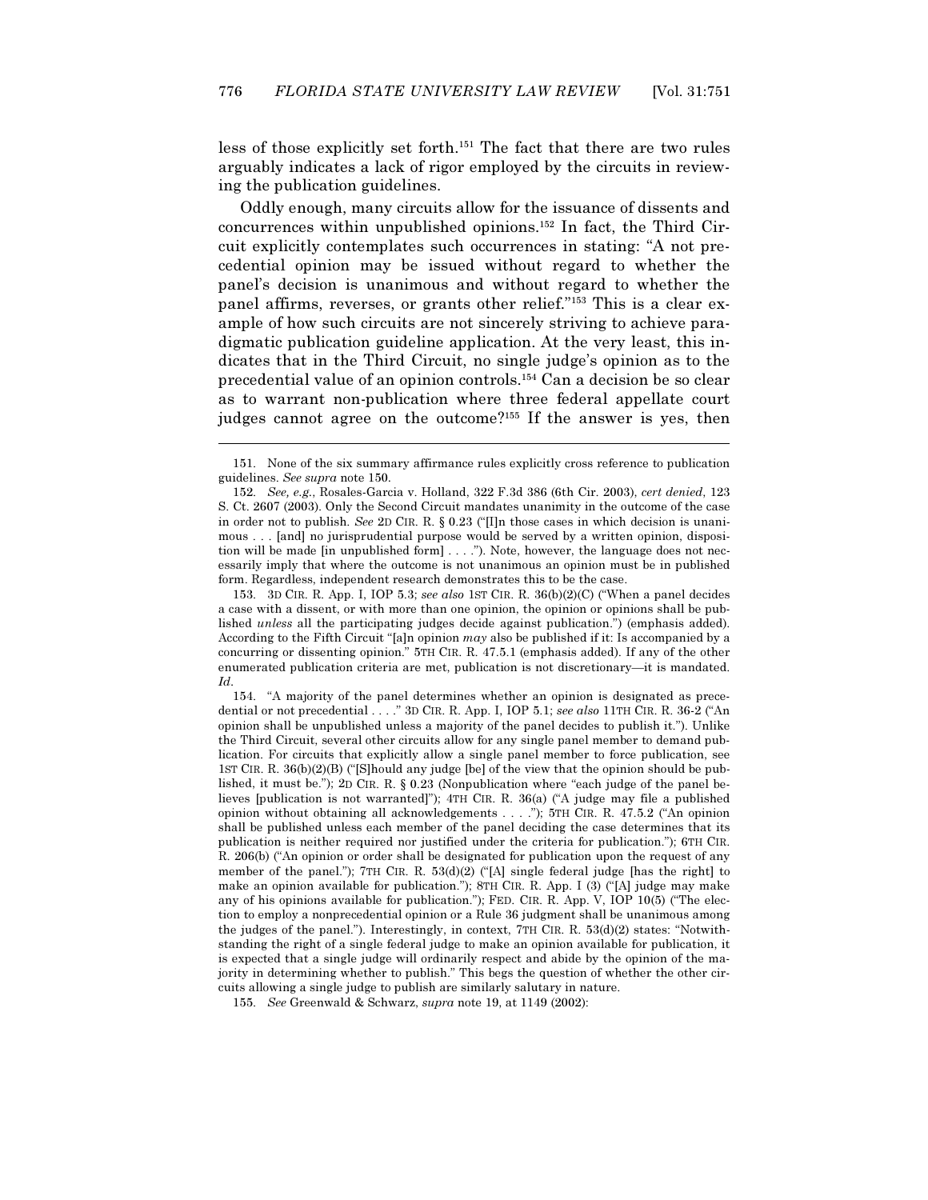less of those explicitly set forth.[151] The fact that there are two rules arguably indicates a lack of rigor employed by the circuits in reviewing the publication guidelines.

Oddly enough, many circuits allow for the issuance of dissents and concurrences within unpublished opinions.[152] In fact, the Third Circuit explicitly contemplates such occurrences in stating: "A not precedential opinion may be issued without regard to whether the panel's decision is unanimous and without regard to whether the panel affirms, reverses, or grants other relief."[153] This is a clear example of how such circuits are not sincerely striving to achieve paradigmatic publication guideline application. At the very least, this indicates that in the Third Circuit, no single judge's opinion as to the precedential value of an opinion controls.[154] Can a decision be so clear as to warrant non-publication where three federal appellate court judges cannot agree on the outcome?[155] If the answer is yes, then

---

151. None of the six summary affirmance rules explicitly cross reference to publication guidelines. *See supra* note 150.

152. *See, e.g.*, Rosales-Garcia v. Holland, 322 F.3d 386 (6th Cir. 2003), *cert denied*, 123 S. Ct. 2607 (2003). Only the Second Circuit mandates unanimity in the outcome of the case in order not to publish. *See* 2D CIR. R. § 0.23 ("[I]n those cases in which decision is unanimous . . . [and] no jurisprudential purpose would be served by a written opinion, disposition will be made [in unpublished form] . . . ."). Note, however, the language does not necessarily imply that where the outcome is not unanimous an opinion must be in published form. Regardless, independent research demonstrates this to be the case.

153. 3D CIR. R. App. I, IOP 5.3; *see also* 1ST CIR. R. 36(b)(2)(C) ("When a panel decides a case with a dissent, or with more than one opinion, the opinion or opinions shall be published *unless* all the participating judges decide against publication.") (emphasis added). According to the Fifth Circuit "[a]n opinion *may* also be published if it: Is accompanied by a concurring or dissenting opinion." 5TH CIR. R. 47.5.1 (emphasis added). If any of the other enumerated publication criteria are met, publication is not discretionary—it is mandated. *Id.*

154. "A majority of the panel determines whether an opinion is designated as precedential or not precedential . . . ." 3D CIR. R. App. I, IOP 5.1; *see also* 11TH CIR. R. 36-2 ("An opinion shall be unpublished unless a majority of the panel decides to publish it."). Unlike the Third Circuit, several other circuits allow for any single panel member to demand publication. For circuits that explicitly allow a single panel member to force publication, see 1ST CIR. R. 36(b)(2)(B) ("[S]hould any judge [be] of the view that the opinion should be published, it must be."); 2D CIR. R. § 0.23 (Nonpublication where "each judge of the panel believes [publication is not warranted]"); 4TH CIR. R. 36(a) ("A judge may file a published opinion without obtaining all acknowledgements . . . ."); 5TH CIR. R. 47.5.2 ("An opinion shall be published unless each member of the panel deciding the case determines that its publication is neither required nor justified under the criteria for publication."); 6TH CIR. R. 206(b) ("An opinion or order shall be designated for publication upon the request of any member of the panel."); 7TH CIR. R. 53(d)(2) ("[A] single federal judge [has the right] to make an opinion available for publication."); 8TH CIR. R. App. I (3) ("[A] judge may make any of his opinions available for publication."); FED. CIR. R. App. V, IOP 10(5) ("The election to employ a nonprecedential opinion or a Rule 36 judgment shall be unanimous among the judges of the panel."). Interestingly, in context, 7TH CIR. R. 53(d)(2) states: "Notwithstanding the right of a single federal judge to make an opinion available for publication, it is expected that a single judge will ordinarily respect and abide by the opinion of the majority in determining whether to publish." This begs the question of whether the other circuits allowing a single judge to publish are similarly salutary in nature.

155. *See* Greenwald & Schwarz, *supra* note 19, at 1149 (2002):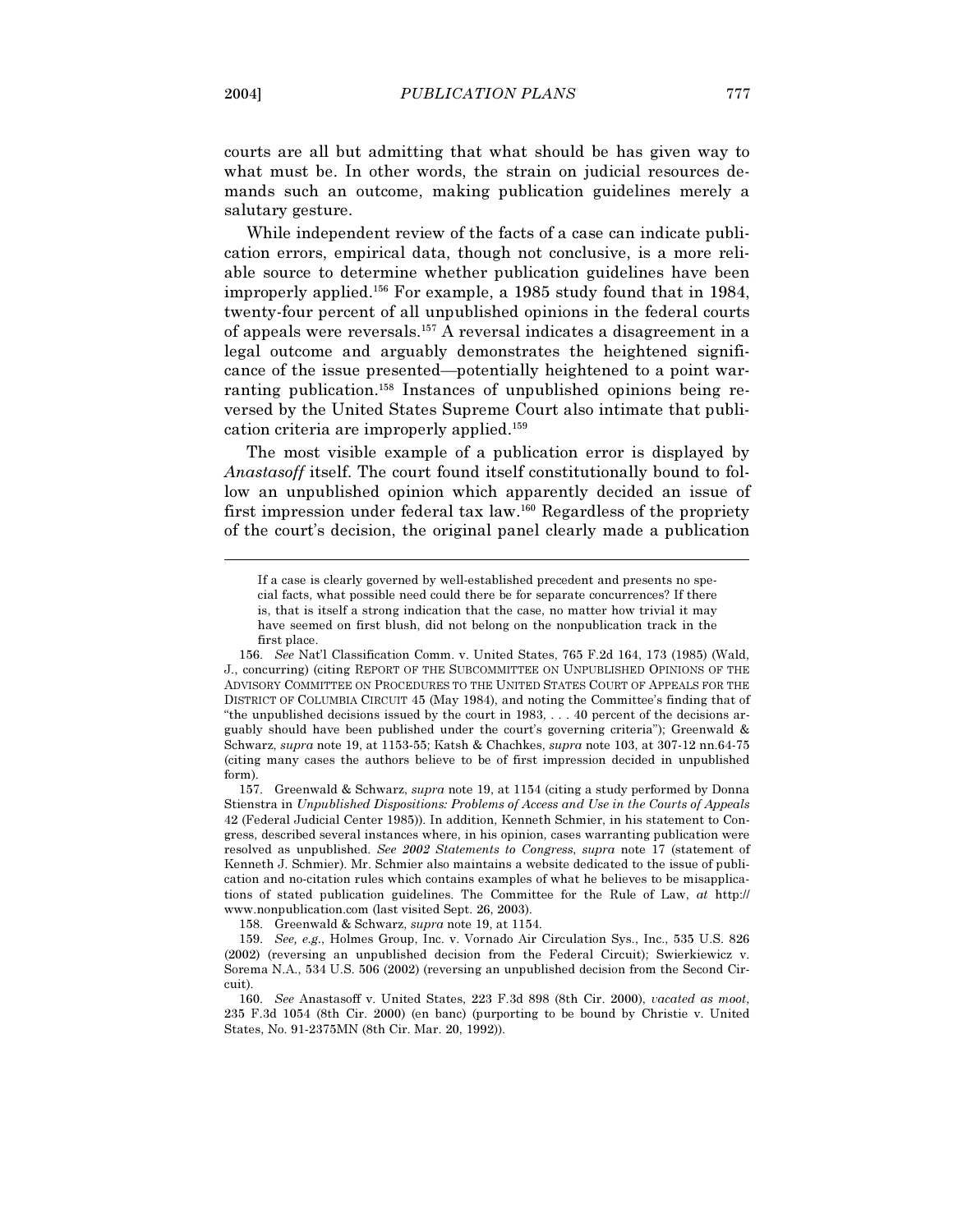courts are all but admitting that what should be has given way to what must be. In other words, the strain on judicial resources demands such an outcome, making publication guidelines merely a salutary gesture.

While independent review of the facts of a case can indicate publication errors, empirical data, though not conclusive, is a more reliable source to determine whether publication guidelines have been improperly applied.[156] For example, a 1985 study found that in 1984, twenty-four percent of all unpublished opinions in the federal courts of appeals were reversals.[157] A reversal indicates a disagreement in a legal outcome and arguably demonstrates the heightened significance of the issue presented—potentially heightened to a point warranting publication.[158] Instances of unpublished opinions being reversed by the United States Supreme Court also intimate that publication criteria are improperly applied.[159]

The most visible example of a publication error is displayed by *Anastasoff* itself. The court found itself constitutionally bound to follow an unpublished opinion which apparently decided an issue of first impression under federal tax law.[160] Regardless of the propriety of the court's decision, the original panel clearly made a publication

---

> If a case is clearly governed by well-established precedent and presents no special facts, what possible need could there be for separate concurrences? If there is, that is itself a strong indication that the case, no matter how trivial it may have seemed on first blush, did not belong on the nonpublication track in the first place.

156. *See* Nat'l Classification Comm. v. United States, 765 F.2d 164, 173 (1985) (Wald, J., concurring) (citing REPORT OF THE SUBCOMMITTEE ON UNPUBLISHED OPINIONS OF THE ADVISORY COMMITTEE ON PROCEDURES TO THE UNITED STATES COURT OF APPEALS FOR THE DISTRICT OF COLUMBIA CIRCUIT 45 (May 1984), and noting the Committee's finding that of "the unpublished decisions issued by the court in 1983, . . . 40 percent of the decisions arguably should have been published under the court's governing criteria"); Greenwald & Schwarz, *supra* note 19, at 1153-55; Katsh & Chachkes, *supra* note 103, at 307-12 nn.64-75 (citing many cases the authors believe to be of first impression decided in unpublished form).

157. Greenwald & Schwarz, *supra* note 19, at 1154 (citing a study performed by Donna Stienstra in *Unpublished Dispositions: Problems of Access and Use in the Courts of Appeals* 42 (Federal Judicial Center 1985)). In addition, Kenneth Schmier, in his statement to Congress, described several instances where, in his opinion, cases warranting publication were resolved as unpublished. *See 2002 Statements to Congress*, *supra* note 17 (statement of Kenneth J. Schmier). Mr. Schmier also maintains a website dedicated to the issue of publication and no-citation rules which contains examples of what he believes to be misapplications of stated publication guidelines. The Committee for the Rule of Law, *at* http://www.nonpublication.com (last visited Sept. 26, 2003).

158. Greenwald & Schwarz, *supra* note 19, at 1154.

159. *See, e.g.*, Holmes Group, Inc. v. Vornado Air Circulation Sys., Inc., 535 U.S. 826 (2002) (reversing an unpublished decision from the Federal Circuit); Swierkiewicz v. Sorema N.A., 534 U.S. 506 (2002) (reversing an unpublished decision from the Second Circuit).

160. *See* Anastasoff v. United States, 223 F.3d 898 (8th Cir. 2000), *vacated as moot*, 235 F.3d 1054 (8th Cir. 2000) (en banc) (purporting to be bound by Christie v. United States, No. 91-2375MN (8th Cir. Mar. 20, 1992)).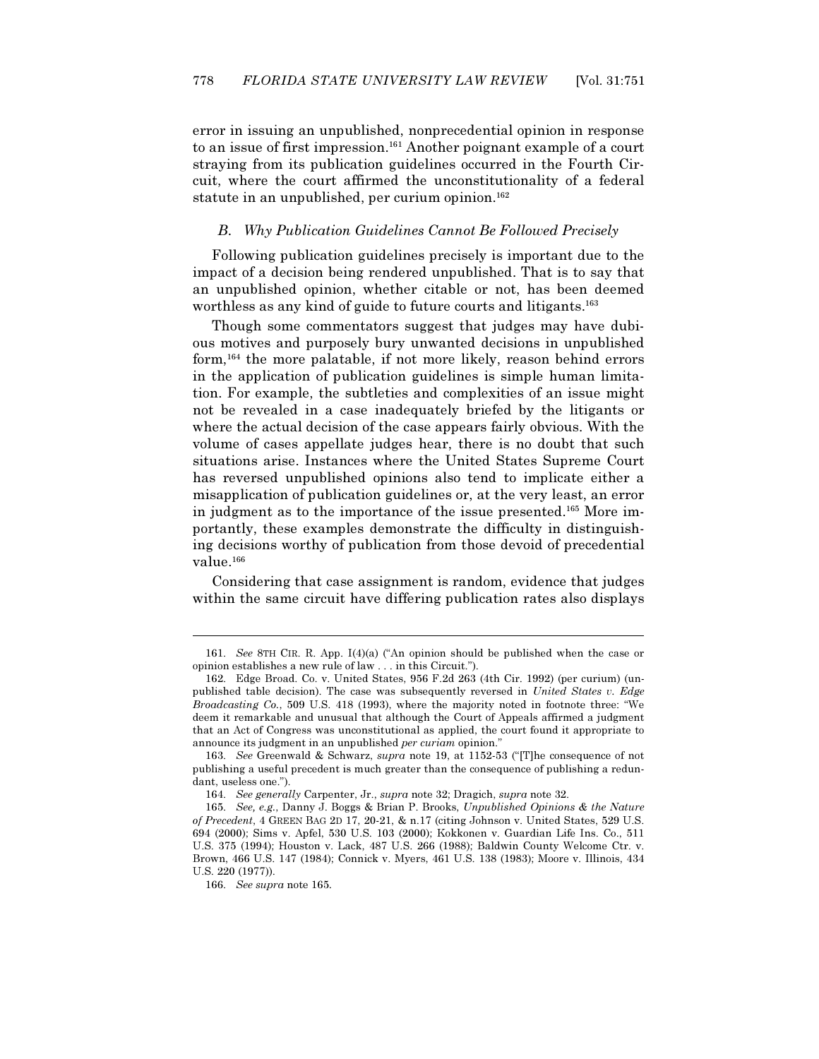error in issuing an unpublished, nonprecedential opinion in response to an issue of first impression.[161] Another poignant example of a court straying from its publication guidelines occurred in the Fourth Circuit, where the court affirmed the unconstitutionality of a federal statute in an unpublished, per curium opinion.[162]

### *B. Why Publication Guidelines Cannot Be Followed Precisely*

Following publication guidelines precisely is important due to the impact of a decision being rendered unpublished. That is to say that an unpublished opinion, whether citable or not, has been deemed worthless as any kind of guide to future courts and litigants.[163]

Though some commentators suggest that judges may have dubious motives and purposely bury unwanted decisions in unpublished form,[164] the more palatable, if not more likely, reason behind errors in the application of publication guidelines is simple human limitation. For example, the subtleties and complexities of an issue might not be revealed in a case inadequately briefed by the litigants or where the actual decision of the case appears fairly obvious. With the volume of cases appellate judges hear, there is no doubt that such situations arise. Instances where the United States Supreme Court has reversed unpublished opinions also tend to implicate either a misapplication of publication guidelines or, at the very least, an error in judgment as to the importance of the issue presented.[165] More importantly, these examples demonstrate the difficulty in distinguishing decisions worthy of publication from those devoid of precedential value.[166]

Considering that case assignment is random, evidence that judges within the same circuit have differing publication rates also displays

---

161. *See* 8TH CIR. R. App. I(4)(a) ("An opinion should be published when the case or opinion establishes a new rule of law . . . in this Circuit.").

162. Edge Broad. Co. v. United States, 956 F.2d 263 (4th Cir. 1992) (per curium) (unpublished table decision). The case was subsequently reversed in *United States v. Edge Broadcasting Co.*, 509 U.S. 418 (1993), where the majority noted in footnote three: "We deem it remarkable and unusual that although the Court of Appeals affirmed a judgment that an Act of Congress was unconstitutional as applied, the court found it appropriate to announce its judgment in an unpublished *per curiam* opinion."

163. *See* Greenwald & Schwarz, *supra* note 19, at 1152-53 ("[T]he consequence of not publishing a useful precedent is much greater than the consequence of publishing a redundant, useless one.").

164. *See generally* Carpenter, Jr., *supra* note 32; Dragich, *supra* note 32.

165. *See, e.g.*, Danny J. Boggs & Brian P. Brooks, *Unpublished Opinions & the Nature of Precedent*, 4 GREEN BAG 2D 17, 20-21, & n.17 (citing Johnson v. United States, 529 U.S. 694 (2000); Sims v. Apfel, 530 U.S. 103 (2000); Kokkonen v. Guardian Life Ins. Co., 511 U.S. 375 (1994); Houston v. Lack, 487 U.S. 266 (1988); Baldwin County Welcome Ctr. v. Brown, 466 U.S. 147 (1984); Connick v. Myers, 461 U.S. 138 (1983); Moore v. Illinois, 434 U.S. 220 (1977)).

166. *See supra* note 165.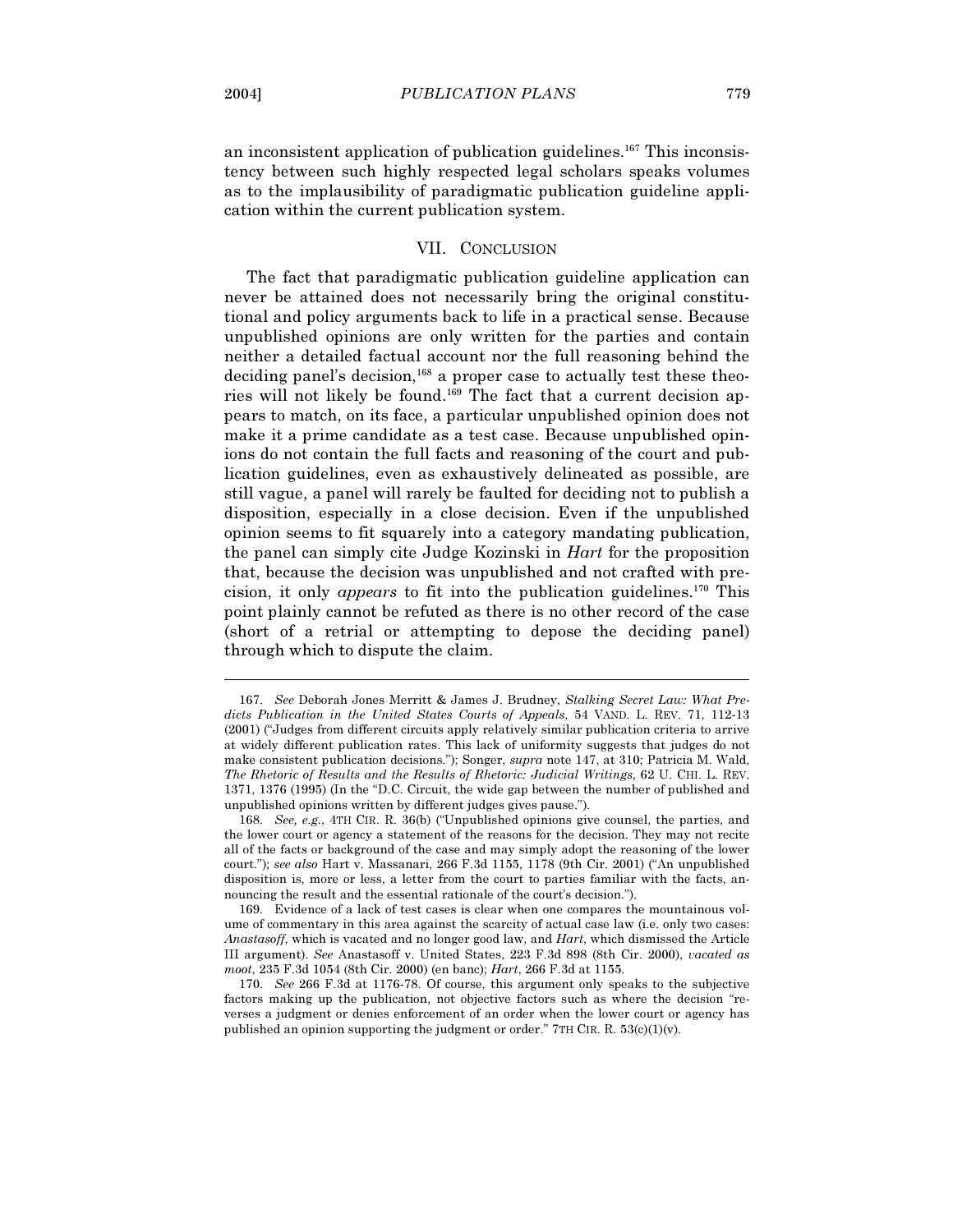an inconsistent application of publication guidelines.[167] This inconsistency between such highly respected legal scholars speaks volumes as to the implausibility of paradigmatic publication guideline application within the current publication system.

## VII. CONCLUSION

The fact that paradigmatic publication guideline application can never be attained does not necessarily bring the original constitutional and policy arguments back to life in a practical sense. Because unpublished opinions are only written for the parties and contain neither a detailed factual account nor the full reasoning behind the deciding panel's decision,[168] a proper case to actually test these theories will not likely be found.[169] The fact that a current decision appears to match, on its face, a particular unpublished opinion does not make it a prime candidate as a test case. Because unpublished opinions do not contain the full facts and reasoning of the court and publication guidelines, even as exhaustively delineated as possible, are still vague, a panel will rarely be faulted for deciding not to publish a disposition, especially in a close decision. Even if the unpublished opinion seems to fit squarely into a category mandating publication, the panel can simply cite Judge Kozinski in *Hart* for the proposition that, because the decision was unpublished and not crafted with precision, it only *appears* to fit into the publication guidelines.[170] This point plainly cannot be refuted as there is no other record of the case (short of a retrial or attempting to depose the deciding panel) through which to dispute the claim.

---

167. *See* Deborah Jones Merritt & James J. Brudney, *Stalking Secret Law: What Predicts Publication in the United States Courts of Appeals*, 54 VAND. L. REV. 71, 112-13 (2001) ("Judges from different circuits apply relatively similar publication criteria to arrive at widely different publication rates. This lack of uniformity suggests that judges do not make consistent publication decisions."); Songer, *supra* note 147, at 310; Patricia M. Wald, *The Rhetoric of Results and the Results of Rhetoric: Judicial Writings*, 62 U. CHI. L. REV. 1371, 1376 (1995) (In the "D.C. Circuit, the wide gap between the number of published and unpublished opinions written by different judges gives pause.").

168. *See, e.g.*, 4TH CIR. R. 36(b) ("Unpublished opinions give counsel, the parties, and the lower court or agency a statement of the reasons for the decision. They may not recite all of the facts or background of the case and may simply adopt the reasoning of the lower court."); *see also* Hart v. Massanari, 266 F.3d 1155, 1178 (9th Cir. 2001) ("An unpublished disposition is, more or less, a letter from the court to parties familiar with the facts, announcing the result and the essential rationale of the court's decision.").

169. Evidence of a lack of test cases is clear when one compares the mountainous volume of commentary in this area against the scarcity of actual case law (i.e. only two cases: *Anastasoff*, which is vacated and no longer good law, and *Hart*, which dismissed the Article III argument). *See* Anastasoff v. United States, 223 F.3d 898 (8th Cir. 2000), *vacated as moot*, 235 F.3d 1054 (8th Cir. 2000) (en banc); *Hart*, 266 F.3d at 1155.

170. *See* 266 F.3d at 1176-78. Of course, this argument only speaks to the subjective factors making up the publication, not objective factors such as where the decision "reverses a judgment or denies enforcement of an order when the lower court or agency has published an opinion supporting the judgment or order." 7TH CIR. R. 53(c)(1)(v).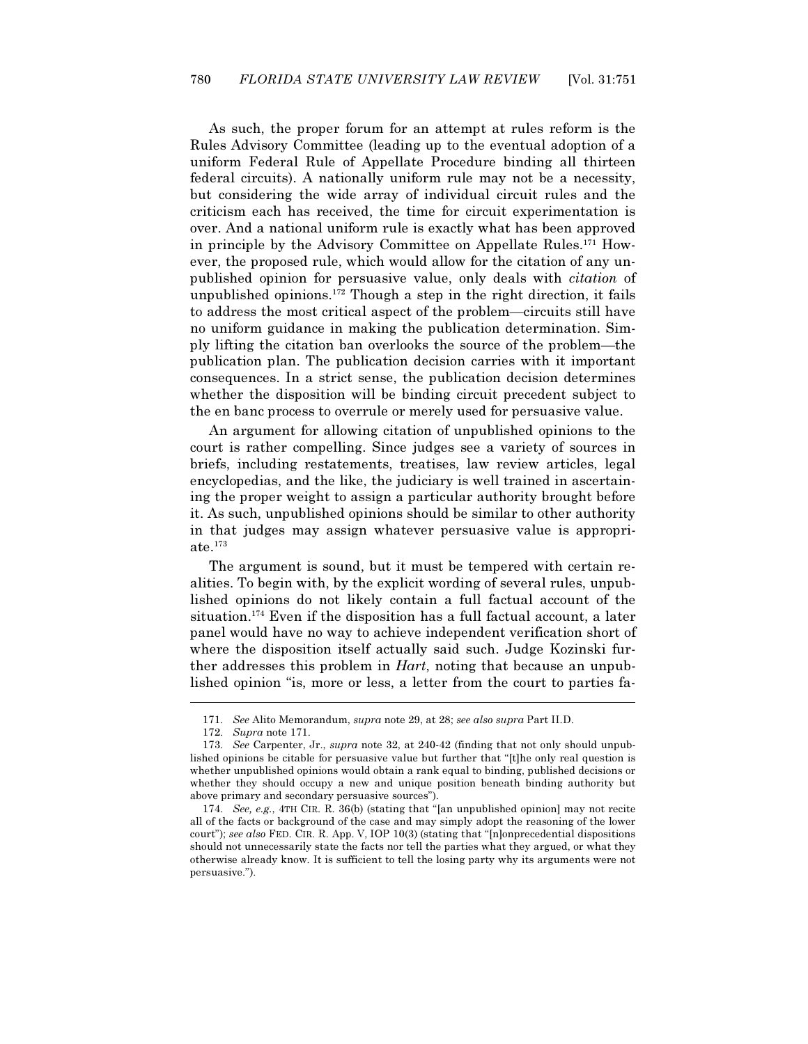As such, the proper forum for an attempt at rules reform is the Rules Advisory Committee (leading up to the eventual adoption of a uniform Federal Rule of Appellate Procedure binding all thirteen federal circuits). A nationally uniform rule may not be a necessity, but considering the wide array of individual circuit rules and the criticism each has received, the time for circuit experimentation is over. And a national uniform rule is exactly what has been approved in principle by the Advisory Committee on Appellate Rules.[171] However, the proposed rule, which would allow for the citation of any unpublished opinion for persuasive value, only deals with *citation* of unpublished opinions.[172] Though a step in the right direction, it fails to address the most critical aspect of the problem—circuits still have no uniform guidance in making the publication determination. Simply lifting the citation ban overlooks the source of the problem—the publication plan. The publication decision carries with it important consequences. In a strict sense, the publication decision determines whether the disposition will be binding circuit precedent subject to the en banc process to overrule or merely used for persuasive value.

An argument for allowing citation of unpublished opinions to the court is rather compelling. Since judges see a variety of sources in briefs, including restatements, treatises, law review articles, legal encyclopedias, and the like, the judiciary is well trained in ascertaining the proper weight to assign a particular authority brought before it. As such, unpublished opinions should be similar to other authority in that judges may assign whatever persuasive value is appropriate.[173]

The argument is sound, but it must be tempered with certain realities. To begin with, by the explicit wording of several rules, unpublished opinions do not likely contain a full factual account of the situation.[174] Even if the disposition has a full factual account, a later panel would have no way to achieve independent verification short of where the disposition itself actually said such. Judge Kozinski further addresses this problem in *Hart*, noting that because an unpublished opinion "is, more or less, a letter from the court to parties fa-

---

171. *See* Alito Memorandum, *supra* note 29, at 28; *see also supra* Part II.D.

172. *Supra* note 171.

173. *See* Carpenter, Jr., *supra* note 32, at 240-42 (finding that not only should unpublished opinions be citable for persuasive value but further that "[t]he only real question is whether unpublished opinions would obtain a rank equal to binding, published decisions or whether they should occupy a new and unique position beneath binding authority but above primary and secondary persuasive sources").

174. *See, e.g.*, 4TH CIR. R. 36(b) (stating that "[an unpublished opinion] may not recite all of the facts or background of the case and may simply adopt the reasoning of the lower court"); *see also* FED. CIR. R. App. V, IOP 10(3) (stating that "[n]onprecedential dispositions should not unnecessarily state the facts nor tell the parties what they argued, or what they otherwise already know. It is sufficient to tell the losing party why its arguments were not persuasive.").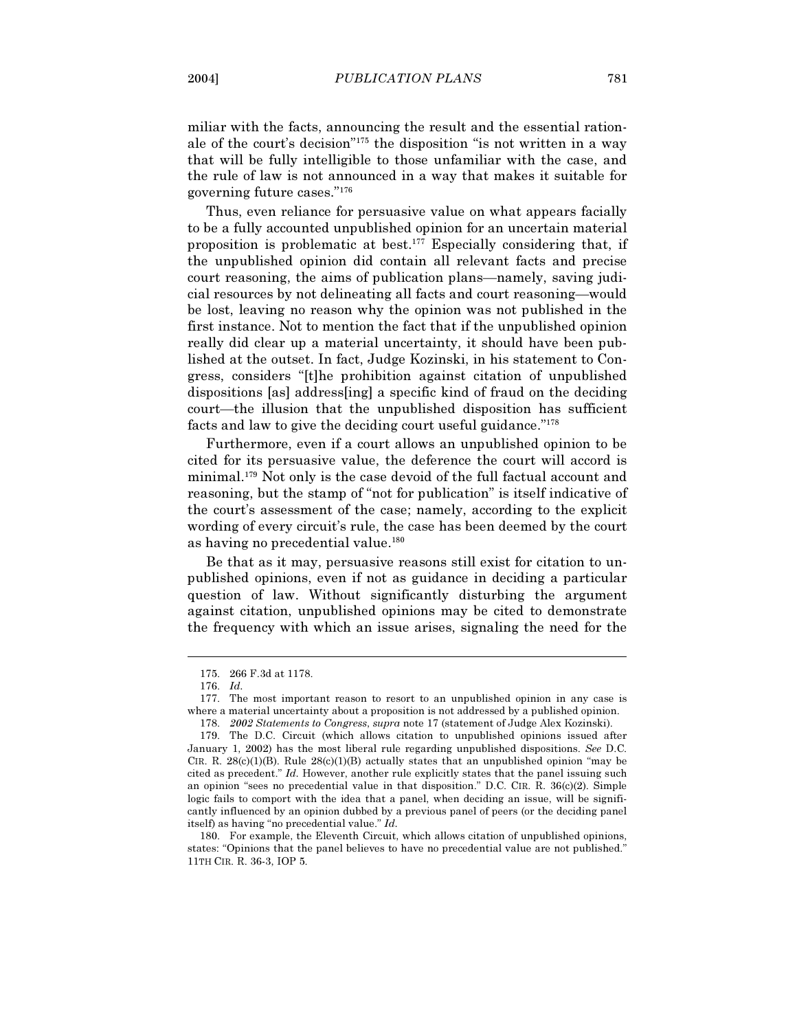miliar with the facts, announcing the result and the essential rationale of the court's decision"[175] the disposition "is not written in a way that will be fully intelligible to those unfamiliar with the case, and the rule of law is not announced in a way that makes it suitable for governing future cases."[176]

Thus, even reliance for persuasive value on what appears facially to be a fully accounted unpublished opinion for an uncertain material proposition is problematic at best.[177] Especially considering that, if the unpublished opinion did contain all relevant facts and precise court reasoning, the aims of publication plans—namely, saving judicial resources by not delineating all facts and court reasoning—would be lost, leaving no reason why the opinion was not published in the first instance. Not to mention the fact that if the unpublished opinion really did clear up a material uncertainty, it should have been published at the outset. In fact, Judge Kozinski, in his statement to Congress, considers "[t]he prohibition against citation of unpublished dispositions [as] address[ing] a specific kind of fraud on the deciding court—the illusion that the unpublished disposition has sufficient facts and law to give the deciding court useful guidance."[178]

Furthermore, even if a court allows an unpublished opinion to be cited for its persuasive value, the deference the court will accord is minimal.[179] Not only is the case devoid of the full factual account and reasoning, but the stamp of "not for publication" is itself indicative of the court's assessment of the case; namely, according to the explicit wording of every circuit's rule, the case has been deemed by the court as having no precedential value.[180]

Be that as it may, persuasive reasons still exist for citation to unpublished opinions, even if not as guidance in deciding a particular question of law. Without significantly disturbing the argument against citation, unpublished opinions may be cited to demonstrate the frequency with which an issue arises, signaling the need for the

---

175. 266 F.3d at 1178.

176. *Id.*

177. The most important reason to resort to an unpublished opinion in any case is where a material uncertainty about a proposition is not addressed by a published opinion.

178. *2002 Statements to Congress*, *supra* note 17 (statement of Judge Alex Kozinski).

179. The D.C. Circuit (which allows citation to unpublished opinions issued after January 1, 2002) has the most liberal rule regarding unpublished dispositions. *See* D.C. CIR. R. 28(c)(1)(B). Rule 28(c)(1)(B) actually states that an unpublished opinion "may be cited as precedent." *Id.* However, another rule explicitly states that the panel issuing such an opinion "sees no precedential value in that disposition." D.C. CIR. R. 36(c)(2). Simple logic fails to comport with the idea that a panel, when deciding an issue, will be significantly influenced by an opinion dubbed by a previous panel of peers (or the deciding panel itself) as having "no precedential value." *Id.*

180. For example, the Eleventh Circuit, which allows citation of unpublished opinions, states: "Opinions that the panel believes to have no precedential value are not published." 11TH CIR. R. 36-3, IOP 5.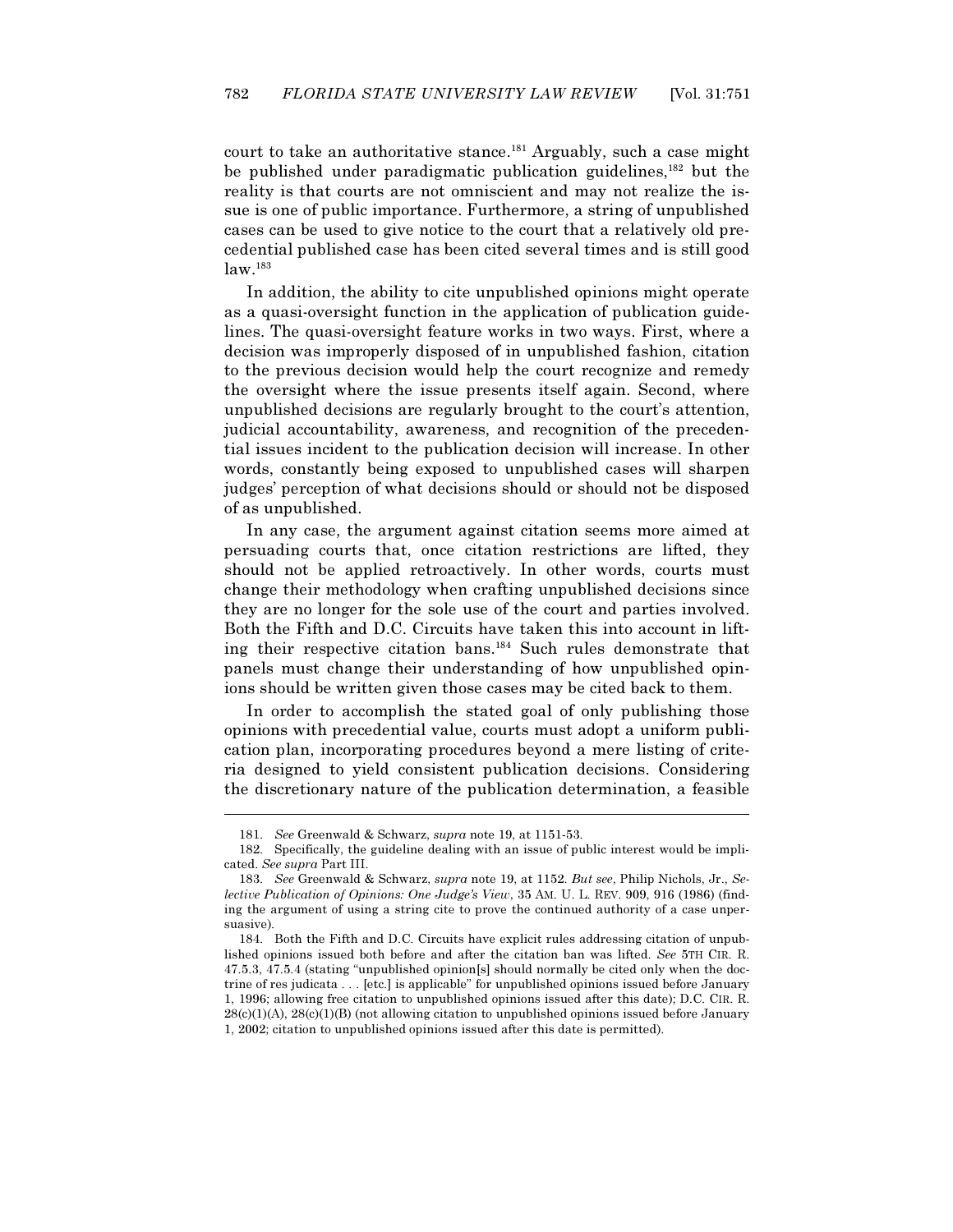court to take an authoritative stance.[181] Arguably, such a case might be published under paradigmatic publication guidelines,[182] but the reality is that courts are not omniscient and may not realize the issue is one of public importance. Furthermore, a string of unpublished cases can be used to give notice to the court that a relatively old precedential published case has been cited several times and is still good law.[183]

In addition, the ability to cite unpublished opinions might operate as a quasi-oversight function in the application of publication guidelines. The quasi-oversight feature works in two ways. First, where a decision was improperly disposed of in unpublished fashion, citation to the previous decision would help the court recognize and remedy the oversight where the issue presents itself again. Second, where unpublished decisions are regularly brought to the court's attention, judicial accountability, awareness, and recognition of the precedential issues incident to the publication decision will increase. In other words, constantly being exposed to unpublished cases will sharpen judges' perception of what decisions should or should not be disposed of as unpublished.

In any case, the argument against citation seems more aimed at persuading courts that, once citation restrictions are lifted, they should not be applied retroactively. In other words, courts must change their methodology when crafting unpublished decisions since they are no longer for the sole use of the court and parties involved. Both the Fifth and D.C. Circuits have taken this into account in lifting their respective citation bans.[184] Such rules demonstrate that panels must change their understanding of how unpublished opinions should be written given those cases may be cited back to them.

In order to accomplish the stated goal of only publishing those opinions with precedential value, courts must adopt a uniform publication plan, incorporating procedures beyond a mere listing of criteria designed to yield consistent publication decisions. Considering the discretionary nature of the publication determination, a feasible

---

181. *See* Greenwald & Schwarz, *supra* note 19, at 1151-53.

182. Specifically, the guideline dealing with an issue of public interest would be implicated. *See supra* Part III.

183. *See* Greenwald & Schwarz, *supra* note 19, at 1152. *But see*, Philip Nichols, Jr., *Selective Publication of Opinions: One Judge's View*, 35 AM. U. L. REV. 909, 916 (1986) (finding the argument of using a string cite to prove the continued authority of a case unpersuasive).

184. Both the Fifth and D.C. Circuits have explicit rules addressing citation of unpublished opinions issued both before and after the citation ban was lifted. *See* 5TH CIR. R. 47.5.3, 47.5.4 (stating "unpublished opinion[s] should normally be cited only when the doctrine of res judicata . . . [etc.] is applicable" for unpublished opinions issued before January 1, 1996; allowing free citation to unpublished opinions issued after this date); D.C. CIR. R. 28(c)(1)(A), 28(c)(1)(B) (not allowing citation to unpublished opinions issued before January 1, 2002; citation to unpublished opinions issued after this date is permitted).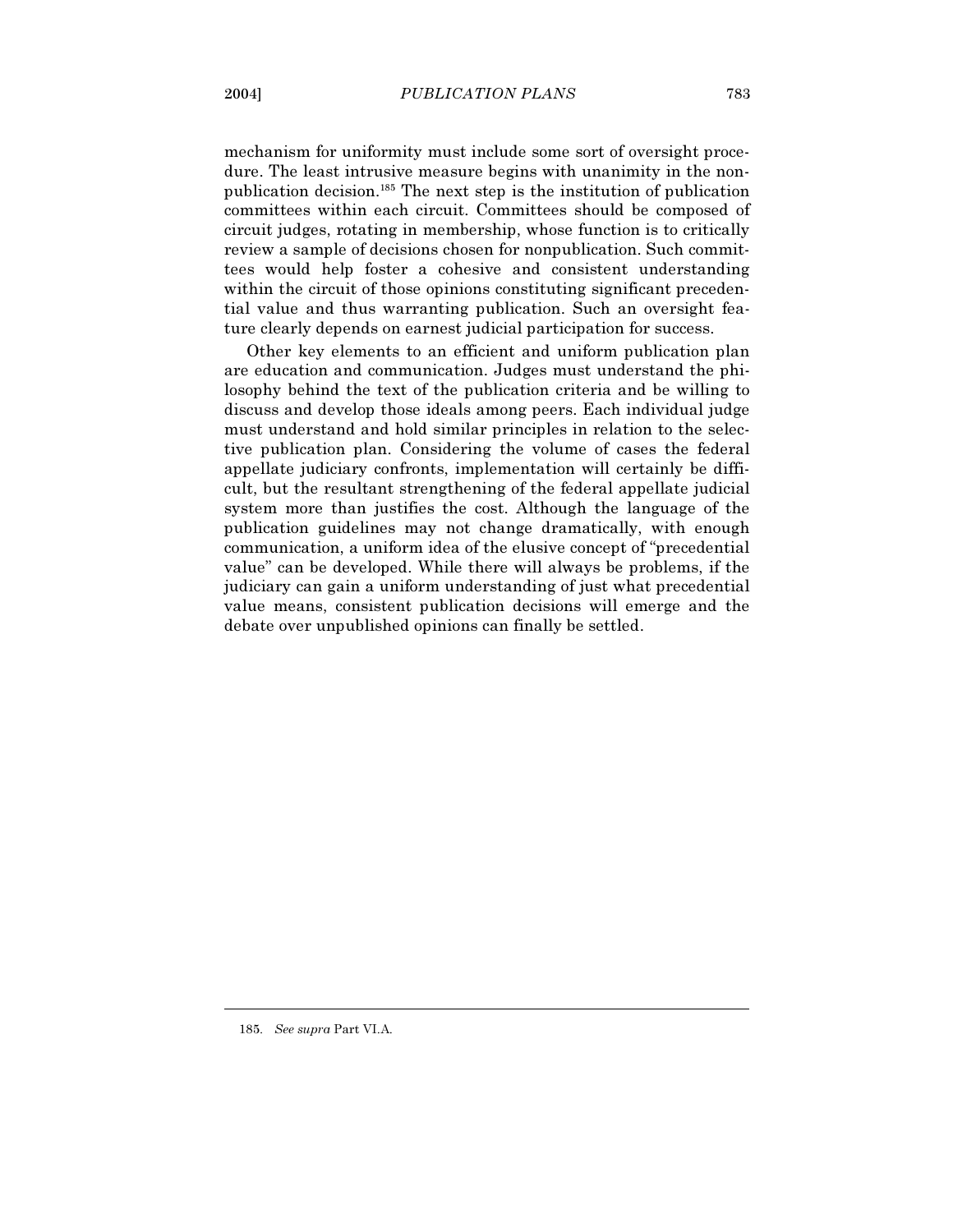mechanism for uniformity must include some sort of oversight procedure. The least intrusive measure begins with unanimity in the nonpublication decision.[185] The next step is the institution of publication committees within each circuit. Committees should be composed of circuit judges, rotating in membership, whose function is to critically review a sample of decisions chosen for nonpublication. Such committees would help foster a cohesive and consistent understanding within the circuit of those opinions constituting significant precedential value and thus warranting publication. Such an oversight feature clearly depends on earnest judicial participation for success.

Other key elements to an efficient and uniform publication plan are education and communication. Judges must understand the philosophy behind the text of the publication criteria and be willing to discuss and develop those ideals among peers. Each individual judge must understand and hold similar principles in relation to the selective publication plan. Considering the volume of cases the federal appellate judiciary confronts, implementation will certainly be difficult, but the resultant strengthening of the federal appellate judicial system more than justifies the cost. Although the language of the publication guidelines may not change dramatically, with enough communication, a uniform idea of the elusive concept of "precedential value" can be developed. While there will always be problems, if the judiciary can gain a uniform understanding of just what precedential value means, consistent publication decisions will emerge and the debate over unpublished opinions can finally be settled.

---

185. *See supra* Part VI.A.